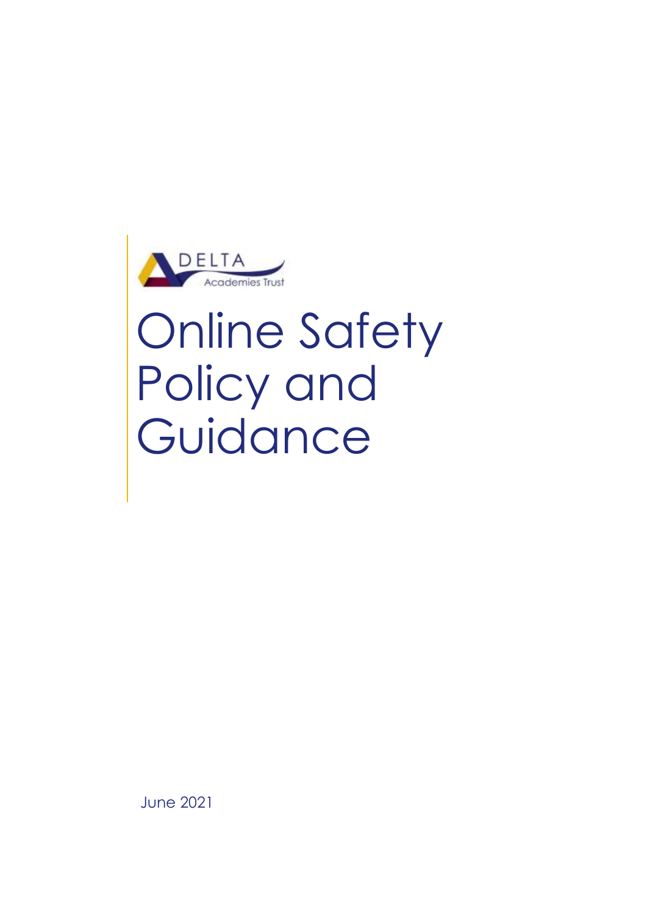DELTA

Academies Trust

# Online Safety Policy and Guidance

June 2021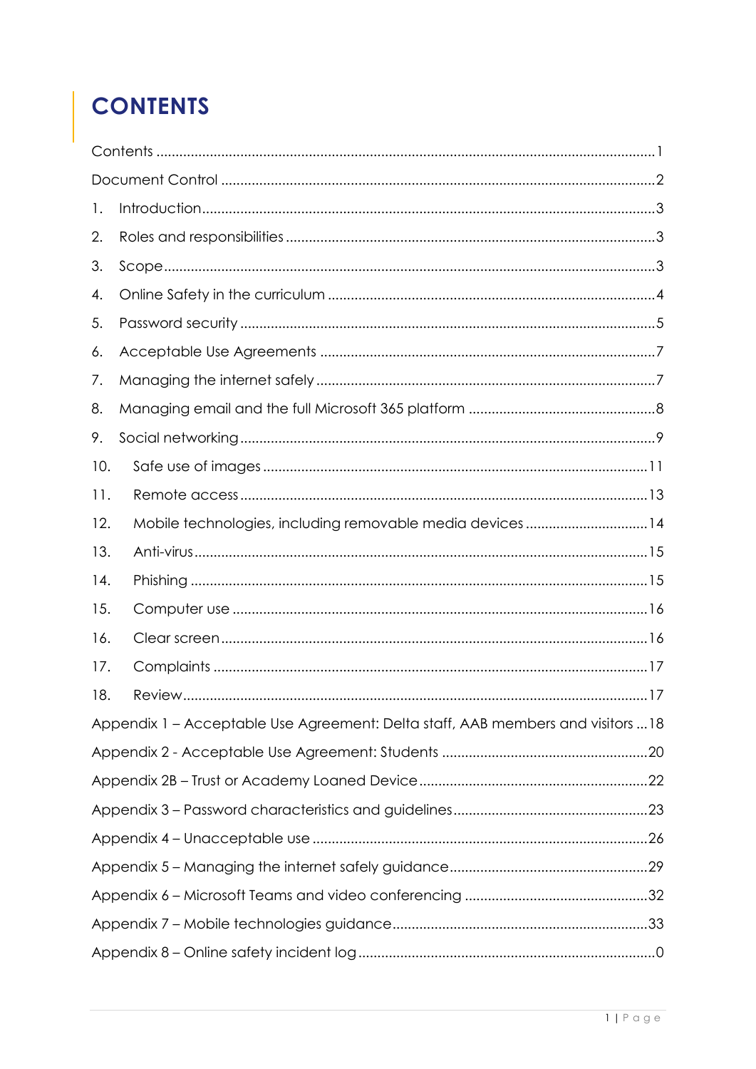# CONTENTS

Contents ....................................................................................................................1

Document Control .....................................................................................................2

1. Introduction.........................................................................................................3
2. Roles and responsibilities ....................................................................................3
3. Scope...................................................................................................................3
4. Online Safety in the curriculum ..........................................................................4
5. Password security ................................................................................................5
6. Acceptable Use Agreements ..............................................................................7
7. Managing the internet safely ..............................................................................7
8. Managing email and the full Microsoft 365 platform ..........................................8
9. Social networking .................................................................................................9
10. Safe use of images .............................................................................................11
11. Remote access ...................................................................................................13
12. Mobile technologies, including removable media devices ................................14
13. Anti-virus ............................................................................................................15
14. Phishing ..............................................................................................................15
15. Computer use .....................................................................................................16
16. Clear screen ........................................................................................................16
17. Complaints ..........................................................................................................17
18. Review .................................................................................................................17

Appendix 1 – Acceptable Use Agreement: Delta staff, AAB members and visitors ...18

Appendix 2 - Acceptable Use Agreement: Students ..................................................20

Appendix 2B – Trust or Academy Loaned Device .......................................................22

Appendix 3 – Password characteristics and guidelines ..............................................23

Appendix 4 – Unacceptable use ..................................................................................26

Appendix 5 – Managing the internet safely guidance ................................................29

Appendix 6 – Microsoft Teams and video conferencing .............................................32

Appendix 7 – Mobile technologies guidance ...............................................................33

Appendix 8 – Online safety incident log ........................................................................0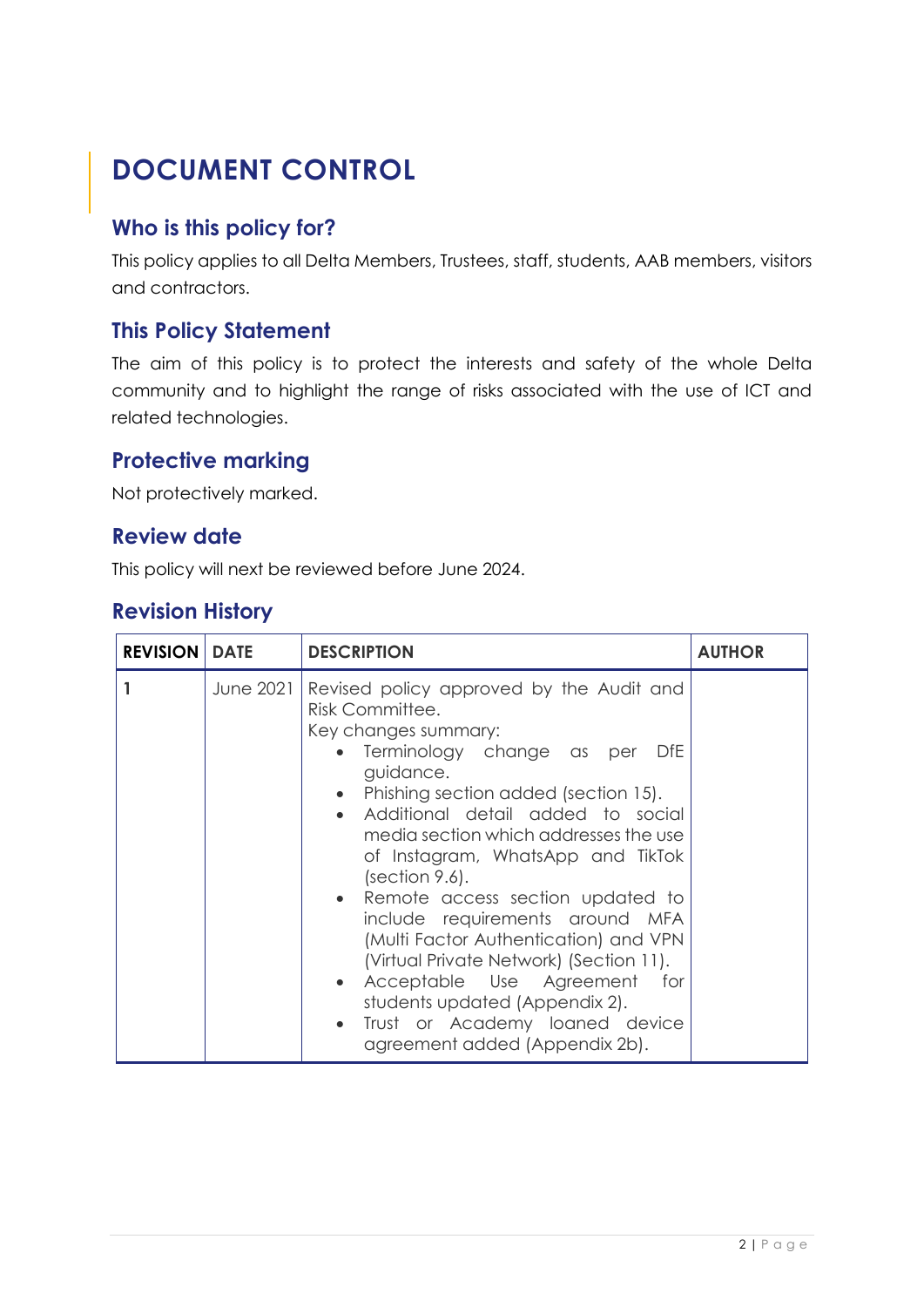# DOCUMENT CONTROL

## Who is this policy for?

This policy applies to all Delta Members, Trustees, staff, students, AAB members, visitors and contractors.

## This Policy Statement

The aim of this policy is to protect the interests and safety of the whole Delta community and to highlight the range of risks associated with the use of ICT and related technologies.

## Protective marking

Not protectively marked.

## Review date

This policy will next be reviewed before June 2024.

## Revision History

| REVISION | DATE | DESCRIPTION | AUTHOR |
|---|---|---|---|
| 1 | June 2021 | Revised policy approved by the Audit and Risk Committee.<br>Key changes summary:<br>• Terminology change as per DfE guidance.<br>• Phishing section added (section 15).<br>• Additional detail added to social media section which addresses the use of Instagram, WhatsApp and TikTok (section 9.6).<br>• Remote access section updated to include requirements around MFA (Multi Factor Authentication) and VPN (Virtual Private Network) (Section 11).<br>• Acceptable Use Agreement for students updated (Appendix 2).<br>• Trust or Academy loaned device agreement added (Appendix 2b). | |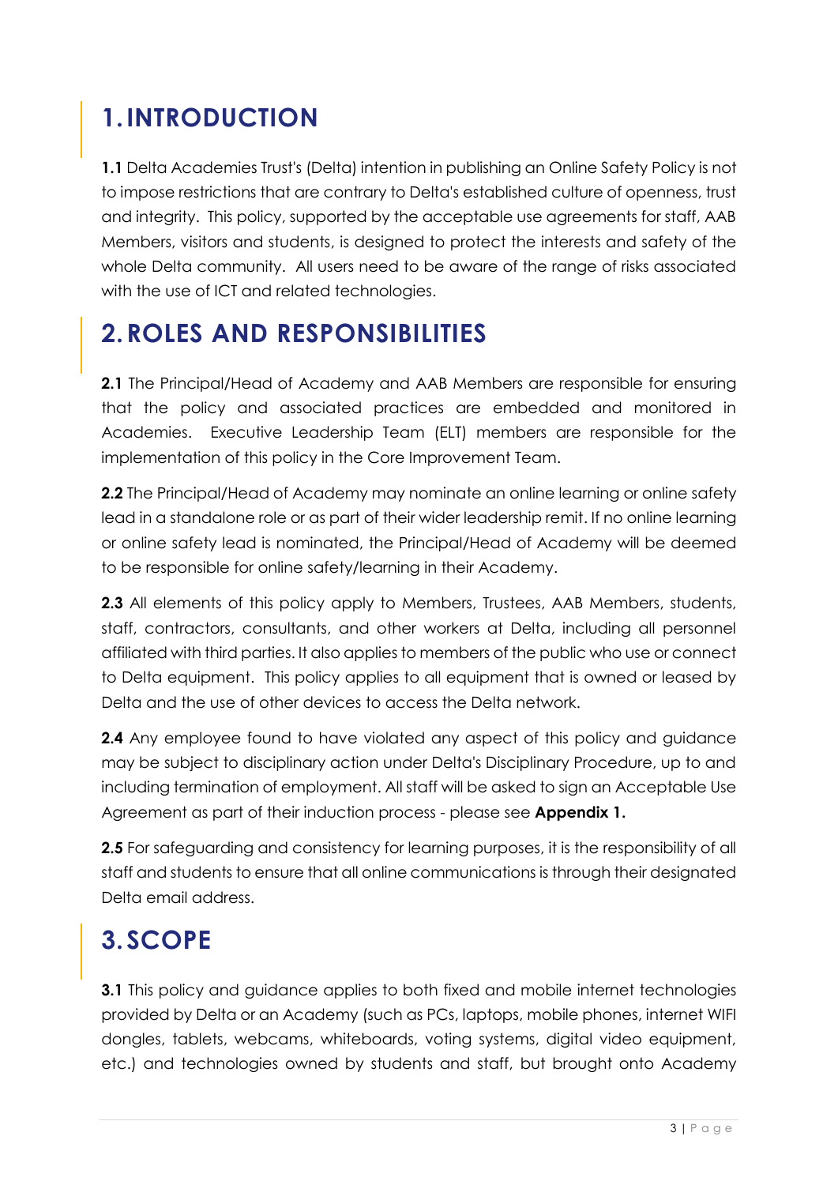# 1. INTRODUCTION

**1.1** Delta Academies Trust's (Delta) intention in publishing an Online Safety Policy is not to impose restrictions that are contrary to Delta's established culture of openness, trust and integrity. This policy, supported by the acceptable use agreements for staff, AAB Members, visitors and students, is designed to protect the interests and safety of the whole Delta community. All users need to be aware of the range of risks associated with the use of ICT and related technologies.

# 2. ROLES AND RESPONSIBILITIES

**2.1** The Principal/Head of Academy and AAB Members are responsible for ensuring that the policy and associated practices are embedded and monitored in Academies. Executive Leadership Team (ELT) members are responsible for the implementation of this policy in the Core Improvement Team.

**2.2** The Principal/Head of Academy may nominate an online learning or online safety lead in a standalone role or as part of their wider leadership remit. If no online learning or online safety lead is nominated, the Principal/Head of Academy will be deemed to be responsible for online safety/learning in their Academy.

**2.3** All elements of this policy apply to Members, Trustees, AAB Members, students, staff, contractors, consultants, and other workers at Delta, including all personnel affiliated with third parties. It also applies to members of the public who use or connect to Delta equipment. This policy applies to all equipment that is owned or leased by Delta and the use of other devices to access the Delta network.

**2.4** Any employee found to have violated any aspect of this policy and guidance may be subject to disciplinary action under Delta's Disciplinary Procedure, up to and including termination of employment. All staff will be asked to sign an Acceptable Use Agreement as part of their induction process - please see **Appendix 1.**

**2.5** For safeguarding and consistency for learning purposes, it is the responsibility of all staff and students to ensure that all online communications is through their designated Delta email address.

# 3. SCOPE

**3.1** This policy and guidance applies to both fixed and mobile internet technologies provided by Delta or an Academy (such as PCs, laptops, mobile phones, internet WIFI dongles, tablets, webcams, whiteboards, voting systems, digital video equipment, etc.) and technologies owned by students and staff, but brought onto Academy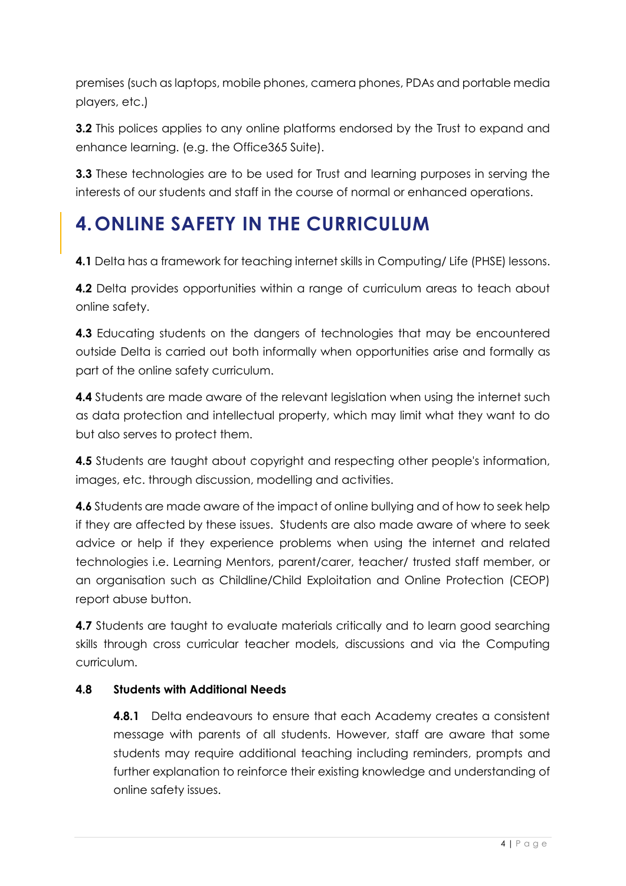premises (such as laptops, mobile phones, camera phones, PDAs and portable media players, etc.)

**3.2** This polices applies to any online platforms endorsed by the Trust to expand and enhance learning. (e.g. the Office365 Suite).

**3.3** These technologies are to be used for Trust and learning purposes in serving the interests of our students and staff in the course of normal or enhanced operations.

# 4. ONLINE SAFETY IN THE CURRICULUM

**4.1** Delta has a framework for teaching internet skills in Computing/ Life (PHSE) lessons.

**4.2** Delta provides opportunities within a range of curriculum areas to teach about online safety.

**4.3** Educating students on the dangers of technologies that may be encountered outside Delta is carried out both informally when opportunities arise and formally as part of the online safety curriculum.

**4.4** Students are made aware of the relevant legislation when using the internet such as data protection and intellectual property, which may limit what they want to do but also serves to protect them.

**4.5** Students are taught about copyright and respecting other people's information, images, etc. through discussion, modelling and activities.

**4.6** Students are made aware of the impact of online bullying and of how to seek help if they are affected by these issues. Students are also made aware of where to seek advice or help if they experience problems when using the internet and related technologies i.e. Learning Mentors, parent/carer, teacher/ trusted staff member, or an organisation such as Childline/Child Exploitation and Online Protection (CEOP) report abuse button.

**4.7** Students are taught to evaluate materials critically and to learn good searching skills through cross curricular teacher models, discussions and via the Computing curriculum.

**4.8 Students with Additional Needs**

**4.8.1** Delta endeavours to ensure that each Academy creates a consistent message with parents of all students. However, staff are aware that some students may require additional teaching including reminders, prompts and further explanation to reinforce their existing knowledge and understanding of online safety issues.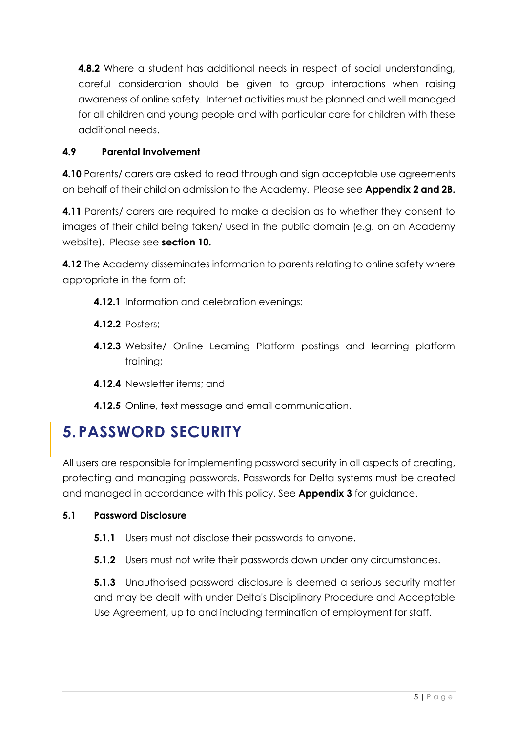**4.8.2** Where a student has additional needs in respect of social understanding, careful consideration should be given to group interactions when raising awareness of online safety. Internet activities must be planned and well managed for all children and young people and with particular care for children with these additional needs.

### 4.9 Parental Involvement

**4.10** Parents/ carers are asked to read through and sign acceptable use agreements on behalf of their child on admission to the Academy. Please see **Appendix 2 and 2B.**

**4.11** Parents/ carers are required to make a decision as to whether they consent to images of their child being taken/ used in the public domain (e.g. on an Academy website). Please see **section 10.**

**4.12** The Academy disseminates information to parents relating to online safety where appropriate in the form of:

- **4.12.1** Information and celebration evenings;
- **4.12.2** Posters;
- **4.12.3** Website/ Online Learning Platform postings and learning platform training;
- **4.12.4** Newsletter items; and
- **4.12.5** Online, text message and email communication.

## 5. PASSWORD SECURITY

All users are responsible for implementing password security in all aspects of creating, protecting and managing passwords. Passwords for Delta systems must be created and managed in accordance with this policy. See **Appendix 3** for guidance.

### 5.1 Password Disclosure

**5.1.1** Users must not disclose their passwords to anyone.

**5.1.2** Users must not write their passwords down under any circumstances.

**5.1.3** Unauthorised password disclosure is deemed a serious security matter and may be dealt with under Delta's Disciplinary Procedure and Acceptable Use Agreement, up to and including termination of employment for staff.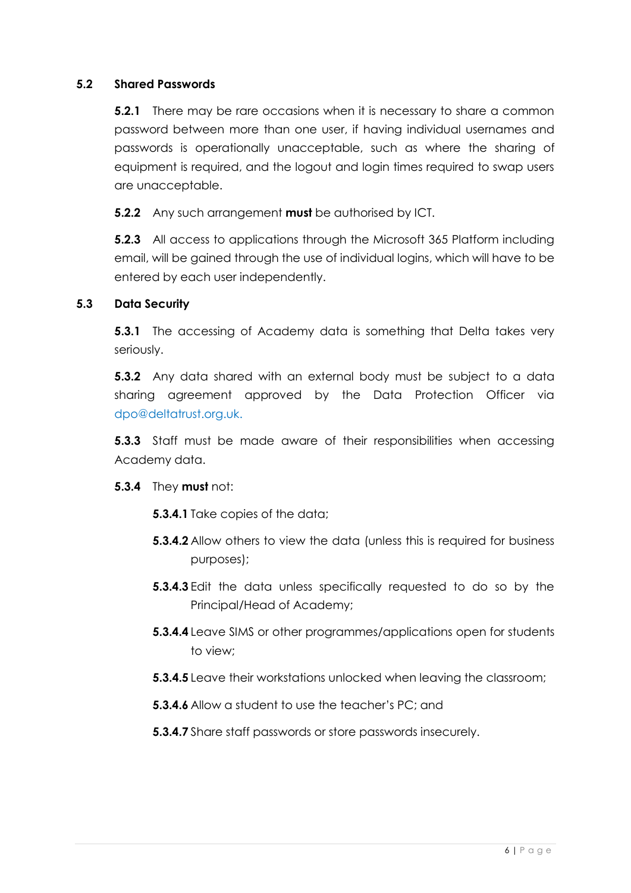### 5.2 Shared Passwords

**5.2.1** There may be rare occasions when it is necessary to share a common password between more than one user, if having individual usernames and passwords is operationally unacceptable, such as where the sharing of equipment is required, and the logout and login times required to swap users are unacceptable.

**5.2.2** Any such arrangement **must** be authorised by ICT.

**5.2.3** All access to applications through the Microsoft 365 Platform including email, will be gained through the use of individual logins, which will have to be entered by each user independently.

### 5.3 Data Security

**5.3.1** The accessing of Academy data is something that Delta takes very seriously.

**5.3.2** Any data shared with an external body must be subject to a data sharing agreement approved by the Data Protection Officer via dpo@deltatrust.org.uk.

**5.3.3** Staff must be made aware of their responsibilities when accessing Academy data.

**5.3.4** They **must** not:

**5.3.4.1** Take copies of the data;

**5.3.4.2** Allow others to view the data (unless this is required for business purposes);

**5.3.4.3** Edit the data unless specifically requested to do so by the Principal/Head of Academy;

**5.3.4.4** Leave SIMS or other programmes/applications open for students to view;

**5.3.4.5** Leave their workstations unlocked when leaving the classroom;

**5.3.4.6** Allow a student to use the teacher's PC; and

**5.3.4.7** Share staff passwords or store passwords insecurely.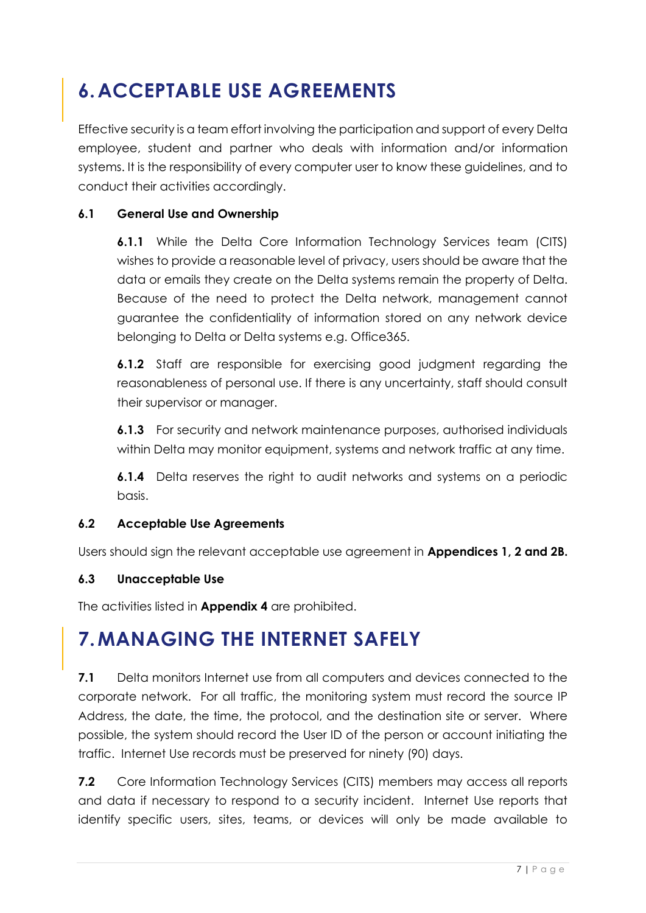# 6. ACCEPTABLE USE AGREEMENTS

Effective security is a team effort involving the participation and support of every Delta employee, student and partner who deals with information and/or information systems. It is the responsibility of every computer user to know these guidelines, and to conduct their activities accordingly.

### 6.1 General Use and Ownership

**6.1.1** While the Delta Core Information Technology Services team (CITS) wishes to provide a reasonable level of privacy, users should be aware that the data or emails they create on the Delta systems remain the property of Delta. Because of the need to protect the Delta network, management cannot guarantee the confidentiality of information stored on any network device belonging to Delta or Delta systems e.g. Office365.

**6.1.2** Staff are responsible for exercising good judgment regarding the reasonableness of personal use. If there is any uncertainty, staff should consult their supervisor or manager.

**6.1.3** For security and network maintenance purposes, authorised individuals within Delta may monitor equipment, systems and network traffic at any time.

**6.1.4** Delta reserves the right to audit networks and systems on a periodic basis.

### 6.2 Acceptable Use Agreements

Users should sign the relevant acceptable use agreement in **Appendices 1, 2 and 2B.**

### 6.3 Unacceptable Use

The activities listed in **Appendix 4** are prohibited.

# 7. MANAGING THE INTERNET SAFELY

**7.1** Delta monitors Internet use from all computers and devices connected to the corporate network. For all traffic, the monitoring system must record the source IP Address, the date, the time, the protocol, and the destination site or server. Where possible, the system should record the User ID of the person or account initiating the traffic. Internet Use records must be preserved for ninety (90) days.

**7.2** Core Information Technology Services (CITS) members may access all reports and data if necessary to respond to a security incident. Internet Use reports that identify specific users, sites, teams, or devices will only be made available to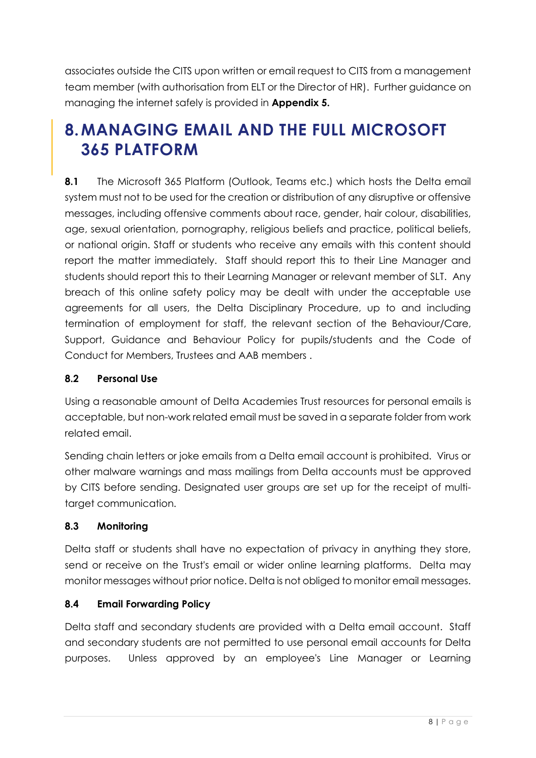associates outside the CITS upon written or email request to CITS from a management team member (with authorisation from ELT or the Director of HR). Further guidance on managing the internet safely is provided in **Appendix 5.**

# 8. MANAGING EMAIL AND THE FULL MICROSOFT 365 PLATFORM

**8.1** The Microsoft 365 Platform (Outlook, Teams etc.) which hosts the Delta email system must not to be used for the creation or distribution of any disruptive or offensive messages, including offensive comments about race, gender, hair colour, disabilities, age, sexual orientation, pornography, religious beliefs and practice, political beliefs, or national origin. Staff or students who receive any emails with this content should report the matter immediately. Staff should report this to their Line Manager and students should report this to their Learning Manager or relevant member of SLT. Any breach of this online safety policy may be dealt with under the acceptable use agreements for all users, the Delta Disciplinary Procedure, up to and including termination of employment for staff, the relevant section of the Behaviour/Care, Support, Guidance and Behaviour Policy for pupils/students and the Code of Conduct for Members, Trustees and AAB members .

### 8.2 Personal Use

Using a reasonable amount of Delta Academies Trust resources for personal emails is acceptable, but non-work related email must be saved in a separate folder from work related email.

Sending chain letters or joke emails from a Delta email account is prohibited. Virus or other malware warnings and mass mailings from Delta accounts must be approved by CITS before sending. Designated user groups are set up for the receipt of multi-target communication.

### 8.3 Monitoring

Delta staff or students shall have no expectation of privacy in anything they store, send or receive on the Trust's email or wider online learning platforms. Delta may monitor messages without prior notice. Delta is not obliged to monitor email messages.

### 8.4 Email Forwarding Policy

Delta staff and secondary students are provided with a Delta email account. Staff and secondary students are not permitted to use personal email accounts for Delta purposes. Unless approved by an employee's Line Manager or Learning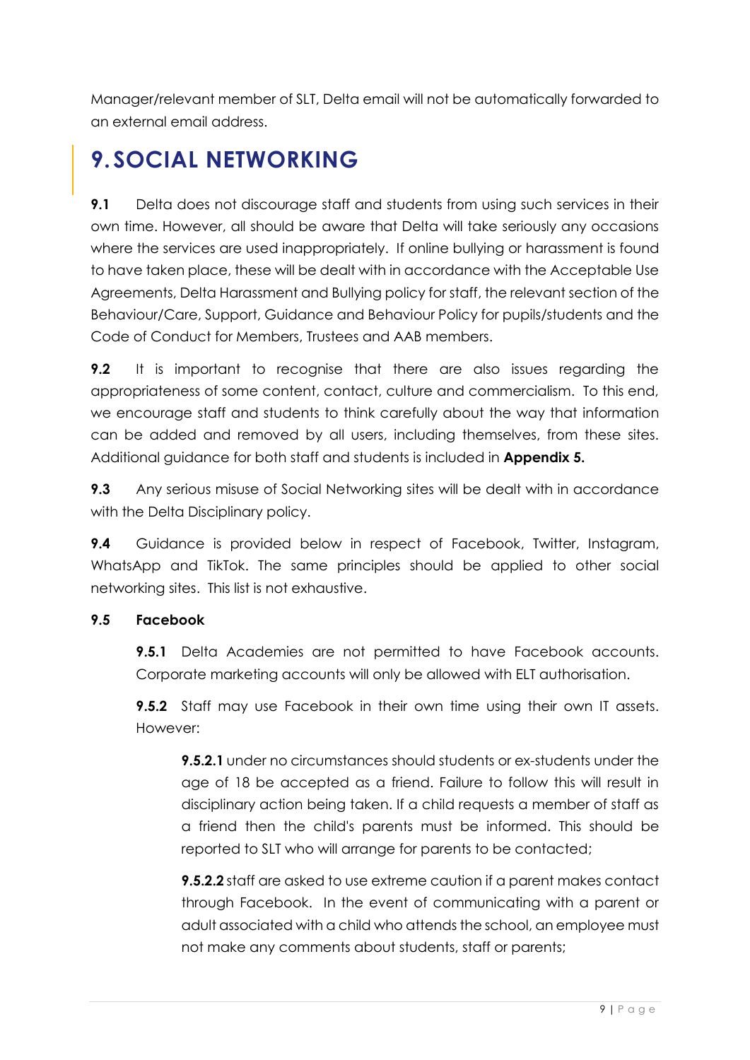Manager/relevant member of SLT, Delta email will not be automatically forwarded to an external email address.

# 9. SOCIAL NETWORKING

**9.1** Delta does not discourage staff and students from using such services in their own time. However, all should be aware that Delta will take seriously any occasions where the services are used inappropriately. If online bullying or harassment is found to have taken place, these will be dealt with in accordance with the Acceptable Use Agreements, Delta Harassment and Bullying policy for staff, the relevant section of the Behaviour/Care, Support, Guidance and Behaviour Policy for pupils/students and the Code of Conduct for Members, Trustees and AAB members.

**9.2** It is important to recognise that there are also issues regarding the appropriateness of some content, contact, culture and commercialism. To this end, we encourage staff and students to think carefully about the way that information can be added and removed by all users, including themselves, from these sites. Additional guidance for both staff and students is included in **Appendix 5.**

**9.3** Any serious misuse of Social Networking sites will be dealt with in accordance with the Delta Disciplinary policy.

**9.4** Guidance is provided below in respect of Facebook, Twitter, Instagram, WhatsApp and TikTok. The same principles should be applied to other social networking sites. This list is not exhaustive.

**9.5 Facebook**

**9.5.1** Delta Academies are not permitted to have Facebook accounts. Corporate marketing accounts will only be allowed with ELT authorisation.

**9.5.2** Staff may use Facebook in their own time using their own IT assets. However:

**9.5.2.1** under no circumstances should students or ex-students under the age of 18 be accepted as a friend. Failure to follow this will result in disciplinary action being taken. If a child requests a member of staff as a friend then the child's parents must be informed. This should be reported to SLT who will arrange for parents to be contacted;

**9.5.2.2** staff are asked to use extreme caution if a parent makes contact through Facebook. In the event of communicating with a parent or adult associated with a child who attends the school, an employee must not make any comments about students, staff or parents;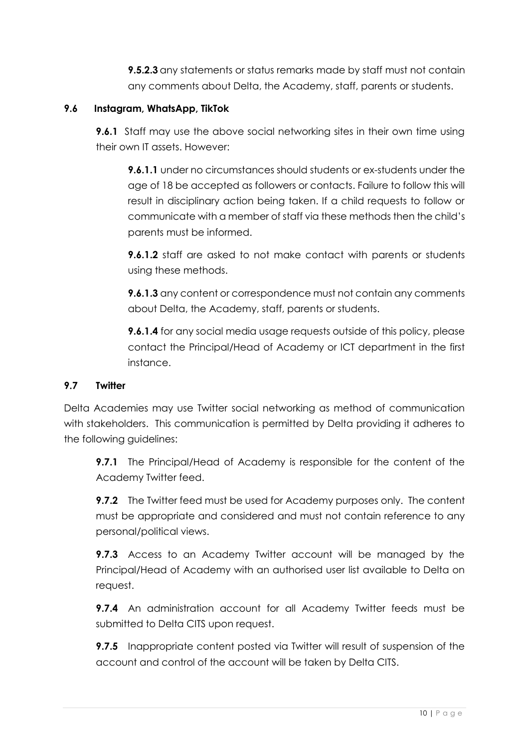**9.5.2.3** any statements or status remarks made by staff must not contain any comments about Delta, the Academy, staff, parents or students.

### 9.6 Instagram, WhatsApp, TikTok

**9.6.1** Staff may use the above social networking sites in their own time using their own IT assets. However:

**9.6.1.1** under no circumstances should students or ex-students under the age of 18 be accepted as followers or contacts. Failure to follow this will result in disciplinary action being taken. If a child requests to follow or communicate with a member of staff via these methods then the child's parents must be informed.

**9.6.1.2** staff are asked to not make contact with parents or students using these methods.

**9.6.1.3** any content or correspondence must not contain any comments about Delta, the Academy, staff, parents or students.

**9.6.1.4** for any social media usage requests outside of this policy, please contact the Principal/Head of Academy or ICT department in the first instance.

### 9.7 Twitter

Delta Academies may use Twitter social networking as method of communication with stakeholders. This communication is permitted by Delta providing it adheres to the following guidelines:

**9.7.1** The Principal/Head of Academy is responsible for the content of the Academy Twitter feed.

**9.7.2** The Twitter feed must be used for Academy purposes only. The content must be appropriate and considered and must not contain reference to any personal/political views.

**9.7.3** Access to an Academy Twitter account will be managed by the Principal/Head of Academy with an authorised user list available to Delta on request.

**9.7.4** An administration account for all Academy Twitter feeds must be submitted to Delta CITS upon request.

**9.7.5** Inappropriate content posted via Twitter will result of suspension of the account and control of the account will be taken by Delta CITS.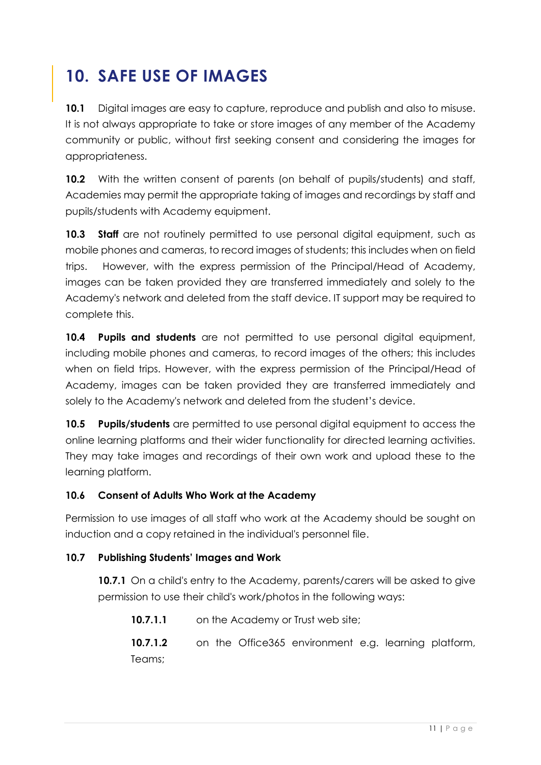# 10. SAFE USE OF IMAGES

**10.1** Digital images are easy to capture, reproduce and publish and also to misuse. It is not always appropriate to take or store images of any member of the Academy community or public, without first seeking consent and considering the images for appropriateness.

**10.2** With the written consent of parents (on behalf of pupils/students) and staff, Academies may permit the appropriate taking of images and recordings by staff and pupils/students with Academy equipment.

**10.3** **Staff** are not routinely permitted to use personal digital equipment, such as mobile phones and cameras, to record images of students; this includes when on field trips. However, with the express permission of the Principal/Head of Academy, images can be taken provided they are transferred immediately and solely to the Academy's network and deleted from the staff device. IT support may be required to complete this.

**10.4** **Pupils and students** are not permitted to use personal digital equipment, including mobile phones and cameras, to record images of the others; this includes when on field trips. However, with the express permission of the Principal/Head of Academy, images can be taken provided they are transferred immediately and solely to the Academy's network and deleted from the student's device.

**10.5** **Pupils/students** are permitted to use personal digital equipment to access the online learning platforms and their wider functionality for directed learning activities. They may take images and recordings of their own work and upload these to the learning platform.

**10.6 Consent of Adults Who Work at the Academy**

Permission to use images of all staff who work at the Academy should be sought on induction and a copy retained in the individual's personnel file.

**10.7 Publishing Students' Images and Work**

**10.7.1** On a child's entry to the Academy, parents/carers will be asked to give permission to use their child's work/photos in the following ways:

**10.7.1.1** on the Academy or Trust web site;

**10.7.1.2** on the Office365 environment e.g. learning platform, Teams;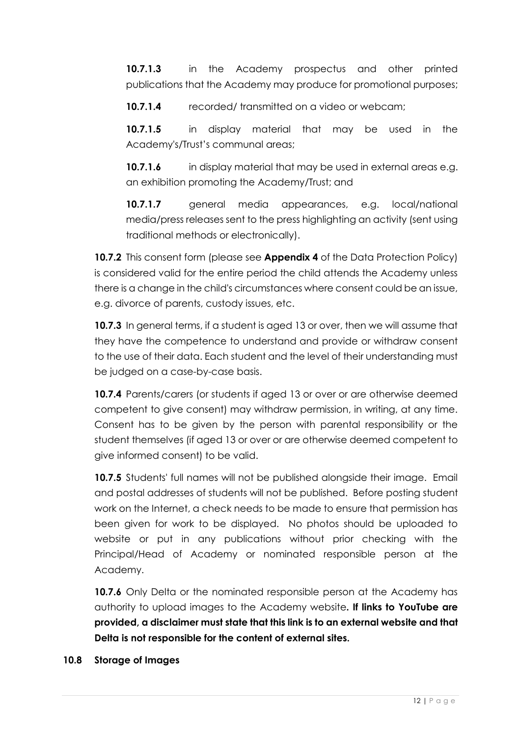**10.7.1.3** in the Academy prospectus and other printed publications that the Academy may produce for promotional purposes;

**10.7.1.4** recorded/ transmitted on a video or webcam;

**10.7.1.5** in display material that may be used in the Academy's/Trust's communal areas;

**10.7.1.6** in display material that may be used in external areas e.g. an exhibition promoting the Academy/Trust; and

**10.7.1.7** general media appearances, e.g. local/national media/press releases sent to the press highlighting an activity (sent using traditional methods or electronically).

**10.7.2** This consent form (please see **Appendix 4** of the Data Protection Policy) is considered valid for the entire period the child attends the Academy unless there is a change in the child's circumstances where consent could be an issue, e.g. divorce of parents, custody issues, etc.

**10.7.3** In general terms, if a student is aged 13 or over, then we will assume that they have the competence to understand and provide or withdraw consent to the use of their data. Each student and the level of their understanding must be judged on a case-by-case basis.

**10.7.4** Parents/carers (or students if aged 13 or over or are otherwise deemed competent to give consent) may withdraw permission, in writing, at any time. Consent has to be given by the person with parental responsibility or the student themselves (if aged 13 or over or are otherwise deemed competent to give informed consent) to be valid.

**10.7.5** Students' full names will not be published alongside their image. Email and postal addresses of students will not be published. Before posting student work on the Internet, a check needs to be made to ensure that permission has been given for work to be displayed. No photos should be uploaded to website or put in any publications without prior checking with the Principal/Head of Academy or nominated responsible person at the Academy.

**10.7.6** Only Delta or the nominated responsible person at the Academy has authority to upload images to the Academy website**. If links to YouTube are provided, a disclaimer must state that this link is to an external website and that Delta is not responsible for the content of external sites.**

**10.8 Storage of Images**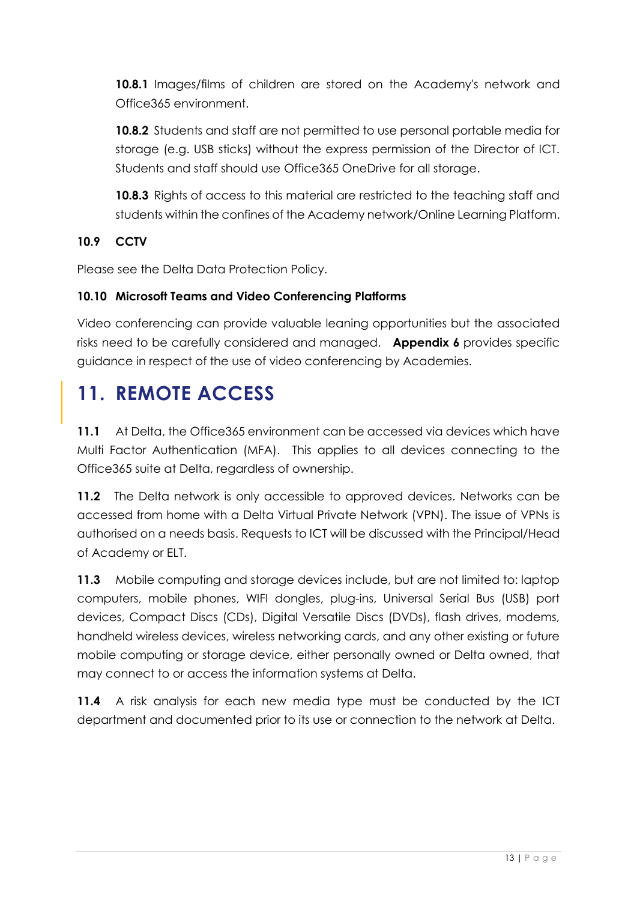**10.8.1** Images/films of children are stored on the Academy's network and Office365 environment.

**10.8.2** Students and staff are not permitted to use personal portable media for storage (e.g. USB sticks) without the express permission of the Director of ICT. Students and staff should use Office365 OneDrive for all storage.

**10.8.3** Rights of access to this material are restricted to the teaching staff and students within the confines of the Academy network/Online Learning Platform.

### 10.9 CCTV

Please see the Delta Data Protection Policy.

### 10.10 Microsoft Teams and Video Conferencing Platforms

Video conferencing can provide valuable leaning opportunities but the associated risks need to be carefully considered and managed. **Appendix 6** provides specific guidance in respect of the use of video conferencing by Academies.

## 11. REMOTE ACCESS

**11.1** At Delta, the Office365 environment can be accessed via devices which have Multi Factor Authentication (MFA). This applies to all devices connecting to the Office365 suite at Delta, regardless of ownership.

**11.2** The Delta network is only accessible to approved devices. Networks can be accessed from home with a Delta Virtual Private Network (VPN). The issue of VPNs is authorised on a needs basis. Requests to ICT will be discussed with the Principal/Head of Academy or ELT.

**11.3** Mobile computing and storage devices include, but are not limited to: laptop computers, mobile phones, WIFI dongles, plug-ins, Universal Serial Bus (USB) port devices, Compact Discs (CDs), Digital Versatile Discs (DVDs), flash drives, modems, handheld wireless devices, wireless networking cards, and any other existing or future mobile computing or storage device, either personally owned or Delta owned, that may connect to or access the information systems at Delta.

**11.4** A risk analysis for each new media type must be conducted by the ICT department and documented prior to its use or connection to the network at Delta.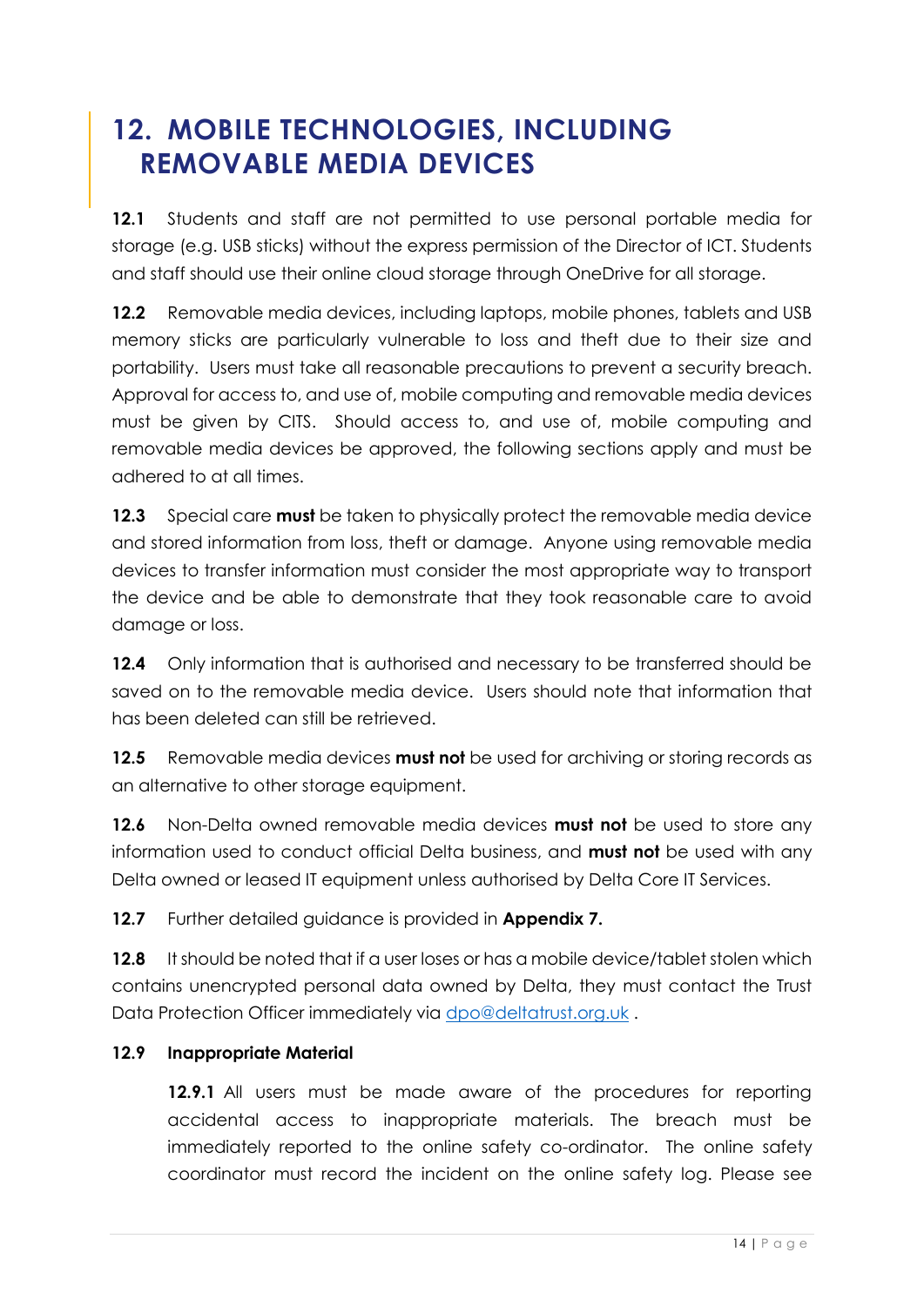# 12. MOBILE TECHNOLOGIES, INCLUDING REMOVABLE MEDIA DEVICES

**12.1** Students and staff are not permitted to use personal portable media for storage (e.g. USB sticks) without the express permission of the Director of ICT. Students and staff should use their online cloud storage through OneDrive for all storage.

**12.2** Removable media devices, including laptops, mobile phones, tablets and USB memory sticks are particularly vulnerable to loss and theft due to their size and portability. Users must take all reasonable precautions to prevent a security breach. Approval for access to, and use of, mobile computing and removable media devices must be given by CITS. Should access to, and use of, mobile computing and removable media devices be approved, the following sections apply and must be adhered to at all times.

**12.3** Special care **must** be taken to physically protect the removable media device and stored information from loss, theft or damage. Anyone using removable media devices to transfer information must consider the most appropriate way to transport the device and be able to demonstrate that they took reasonable care to avoid damage or loss.

**12.4** Only information that is authorised and necessary to be transferred should be saved on to the removable media device. Users should note that information that has been deleted can still be retrieved.

**12.5** Removable media devices **must not** be used for archiving or storing records as an alternative to other storage equipment.

**12.6** Non-Delta owned removable media devices **must not** be used to store any information used to conduct official Delta business, and **must not** be used with any Delta owned or leased IT equipment unless authorised by Delta Core IT Services.

**12.7** Further detailed guidance is provided in **Appendix 7.**

**12.8** It should be noted that if a user loses or has a mobile device/tablet stolen which contains unencrypted personal data owned by Delta, they must contact the Trust Data Protection Officer immediately via dpo@deltatrust.org.uk .

**12.9 Inappropriate Material**

**12.9.1** All users must be made aware of the procedures for reporting accidental access to inappropriate materials. The breach must be immediately reported to the online safety co-ordinator. The online safety coordinator must record the incident on the online safety log. Please see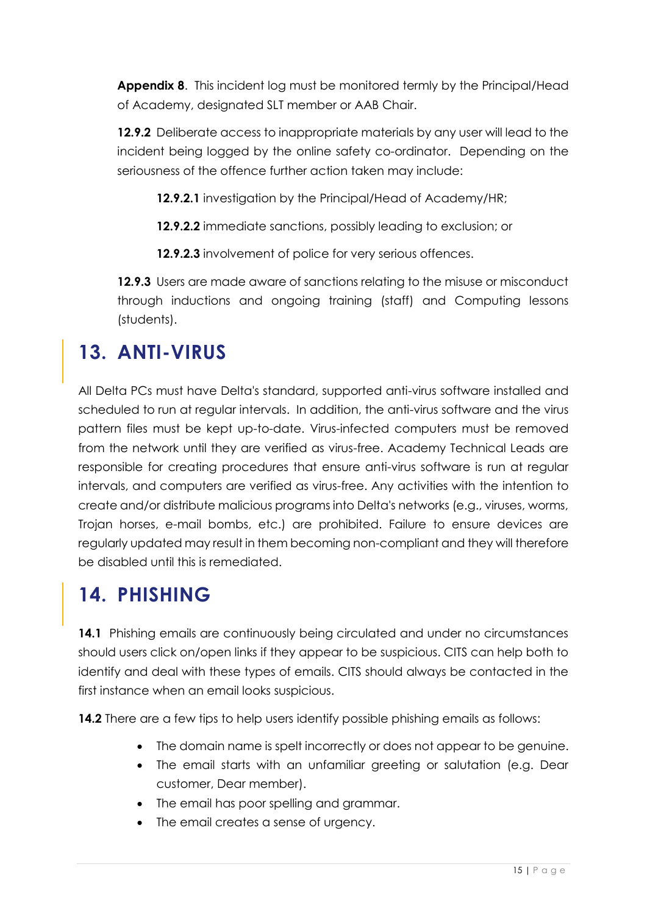**Appendix 8**. This incident log must be monitored termly by the Principal/Head of Academy, designated SLT member or AAB Chair.

**12.9.2** Deliberate access to inappropriate materials by any user will lead to the incident being logged by the online safety co-ordinator. Depending on the seriousness of the offence further action taken may include:

**12.9.2.1** investigation by the Principal/Head of Academy/HR;

**12.9.2.2** immediate sanctions, possibly leading to exclusion; or

**12.9.2.3** involvement of police for very serious offences.

**12.9.3** Users are made aware of sanctions relating to the misuse or misconduct through inductions and ongoing training (staff) and Computing lessons (students).

# 13. ANTI-VIRUS

All Delta PCs must have Delta's standard, supported anti-virus software installed and scheduled to run at regular intervals. In addition, the anti-virus software and the virus pattern files must be kept up-to-date. Virus-infected computers must be removed from the network until they are verified as virus-free. Academy Technical Leads are responsible for creating procedures that ensure anti-virus software is run at regular intervals, and computers are verified as virus-free. Any activities with the intention to create and/or distribute malicious programs into Delta's networks (e.g., viruses, worms, Trojan horses, e-mail bombs, etc.) are prohibited. Failure to ensure devices are regularly updated may result in them becoming non-compliant and they will therefore be disabled until this is remediated.

# 14. PHISHING

**14.1** Phishing emails are continuously being circulated and under no circumstances should users click on/open links if they appear to be suspicious. CITS can help both to identify and deal with these types of emails. CITS should always be contacted in the first instance when an email looks suspicious.

**14.2** There are a few tips to help users identify possible phishing emails as follows:

- The domain name is spelt incorrectly or does not appear to be genuine.
- The email starts with an unfamiliar greeting or salutation (e.g. Dear customer, Dear member).
- The email has poor spelling and grammar.
- The email creates a sense of urgency.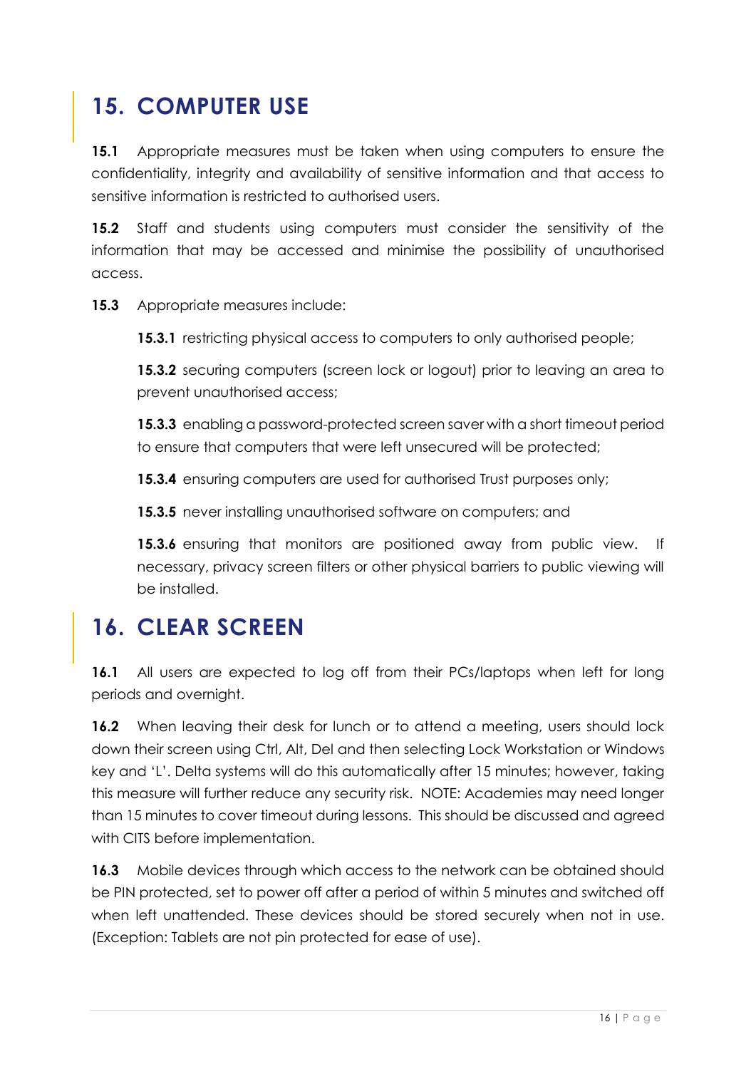## 15. COMPUTER USE

**15.1** Appropriate measures must be taken when using computers to ensure the confidentiality, integrity and availability of sensitive information and that access to sensitive information is restricted to authorised users.

**15.2** Staff and students using computers must consider the sensitivity of the information that may be accessed and minimise the possibility of unauthorised access.

**15.3** Appropriate measures include:

**15.3.1** restricting physical access to computers to only authorised people;

**15.3.2** securing computers (screen lock or logout) prior to leaving an area to prevent unauthorised access;

**15.3.3** enabling a password-protected screen saver with a short timeout period to ensure that computers that were left unsecured will be protected;

**15.3.4** ensuring computers are used for authorised Trust purposes only;

**15.3.5** never installing unauthorised software on computers; and

**15.3.6** ensuring that monitors are positioned away from public view. If necessary, privacy screen filters or other physical barriers to public viewing will be installed.

## 16. CLEAR SCREEN

**16.1** All users are expected to log off from their PCs/laptops when left for long periods and overnight.

**16.2** When leaving their desk for lunch or to attend a meeting, users should lock down their screen using Ctrl, Alt, Del and then selecting Lock Workstation or Windows key and 'L'. Delta systems will do this automatically after 15 minutes; however, taking this measure will further reduce any security risk. NOTE: Academies may need longer than 15 minutes to cover timeout during lessons. This should be discussed and agreed with CITS before implementation.

**16.3** Mobile devices through which access to the network can be obtained should be PIN protected, set to power off after a period of within 5 minutes and switched off when left unattended. These devices should be stored securely when not in use. (Exception: Tablets are not pin protected for ease of use).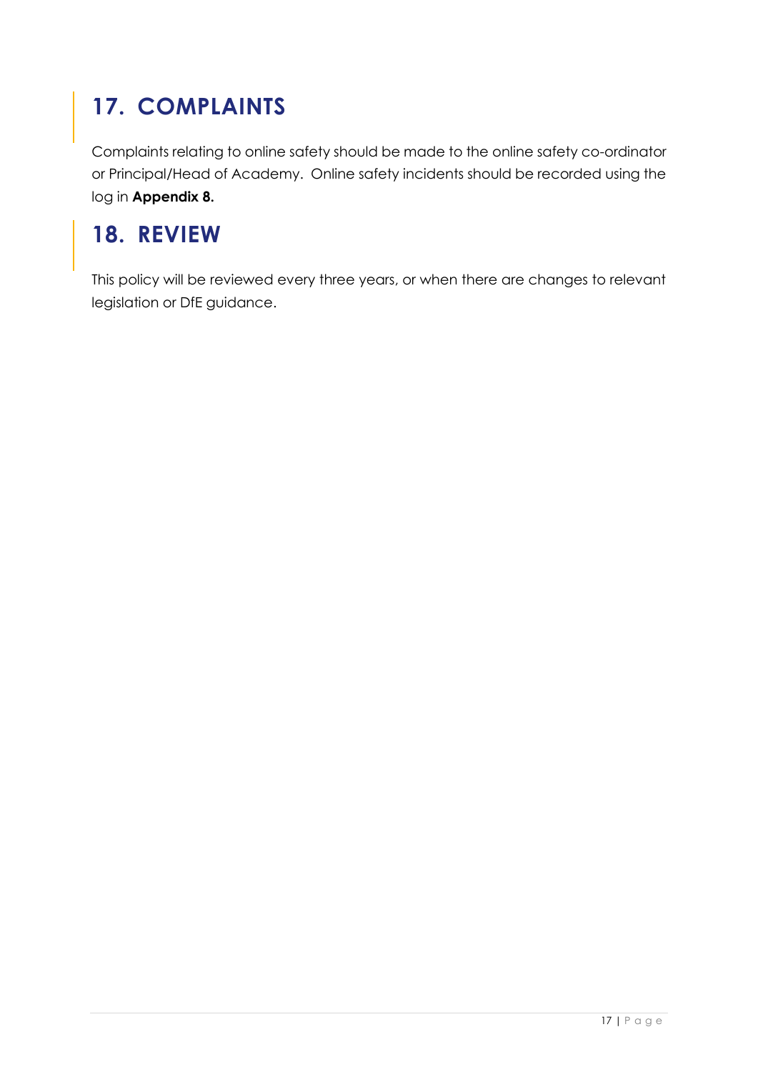## 17. COMPLAINTS

Complaints relating to online safety should be made to the online safety co-ordinator or Principal/Head of Academy. Online safety incidents should be recorded using the log in **Appendix 8.**

## 18. REVIEW

This policy will be reviewed every three years, or when there are changes to relevant legislation or DfE guidance.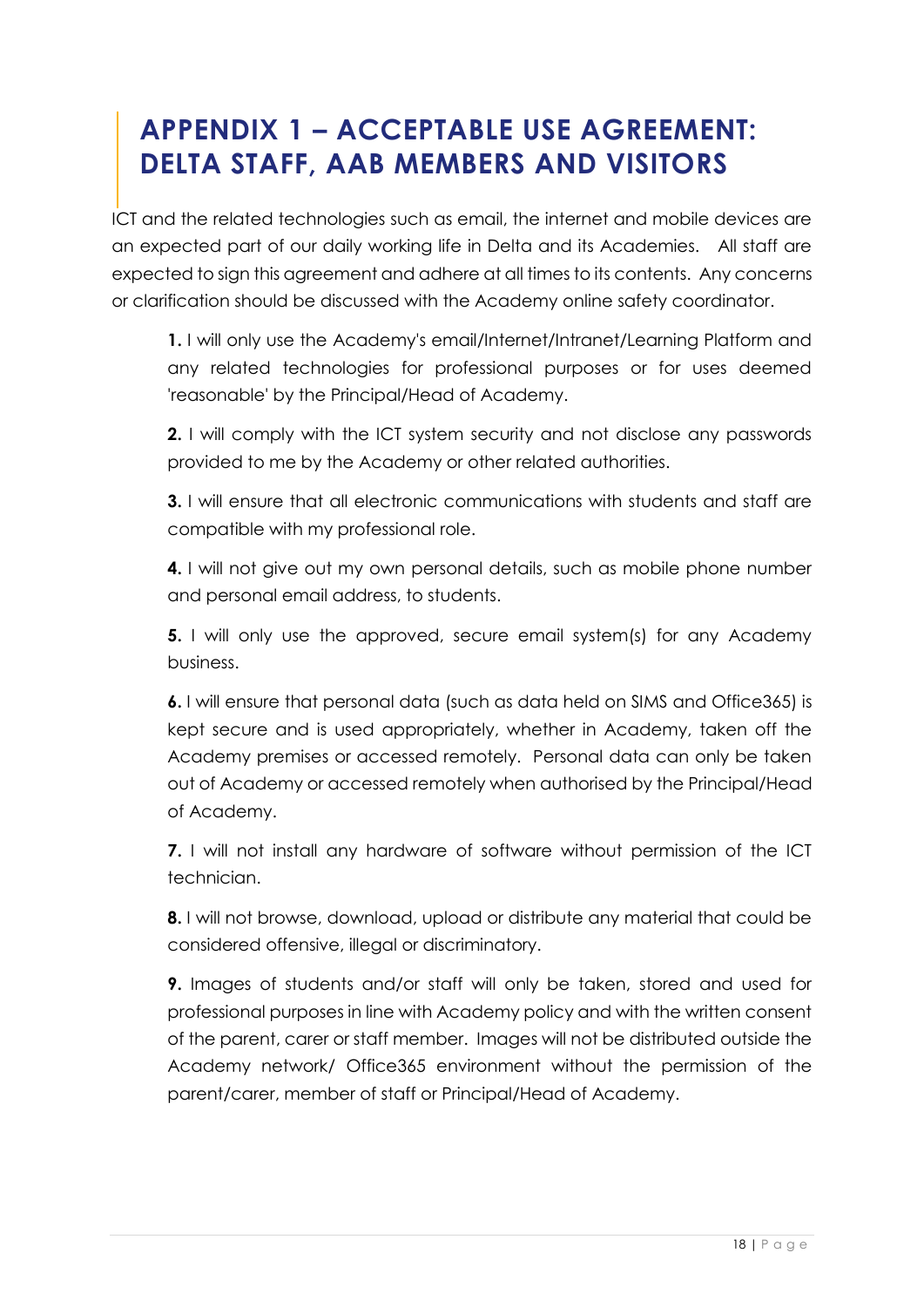# APPENDIX 1 – ACCEPTABLE USE AGREEMENT: DELTA STAFF, AAB MEMBERS AND VISITORS

ICT and the related technologies such as email, the internet and mobile devices are an expected part of our daily working life in Delta and its Academies. All staff are expected to sign this agreement and adhere at all times to its contents. Any concerns or clarification should be discussed with the Academy online safety coordinator.

**1.** I will only use the Academy's email/Internet/Intranet/Learning Platform and any related technologies for professional purposes or for uses deemed 'reasonable' by the Principal/Head of Academy.

**2.** I will comply with the ICT system security and not disclose any passwords provided to me by the Academy or other related authorities.

**3.** I will ensure that all electronic communications with students and staff are compatible with my professional role.

**4.** I will not give out my own personal details, such as mobile phone number and personal email address, to students.

**5.** I will only use the approved, secure email system(s) for any Academy business.

**6.** I will ensure that personal data (such as data held on SIMS and Office365) is kept secure and is used appropriately, whether in Academy, taken off the Academy premises or accessed remotely. Personal data can only be taken out of Academy or accessed remotely when authorised by the Principal/Head of Academy.

**7.** I will not install any hardware of software without permission of the ICT technician.

**8.** I will not browse, download, upload or distribute any material that could be considered offensive, illegal or discriminatory.

**9.** Images of students and/or staff will only be taken, stored and used for professional purposes in line with Academy policy and with the written consent of the parent, carer or staff member. Images will not be distributed outside the Academy network/ Office365 environment without the permission of the parent/carer, member of staff or Principal/Head of Academy.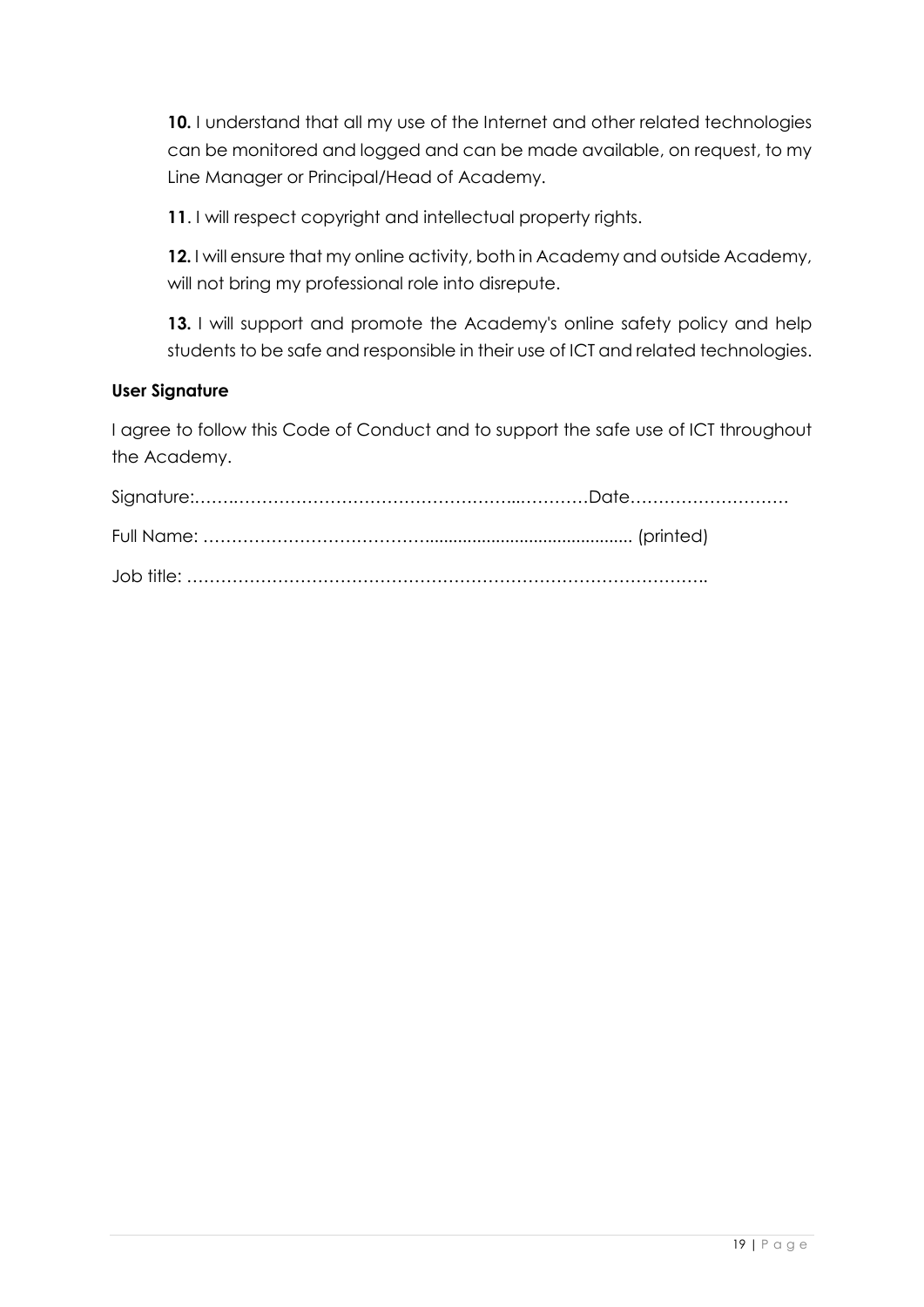**10.** I understand that all my use of the Internet and other related technologies can be monitored and logged and can be made available, on request, to my Line Manager or Principal/Head of Academy.

**11**. I will respect copyright and intellectual property rights.

**12.** I will ensure that my online activity, both in Academy and outside Academy, will not bring my professional role into disrepute.

**13.** I will support and promote the Academy's online safety policy and help students to be safe and responsible in their use of ICT and related technologies.

**User Signature**

I agree to follow this Code of Conduct and to support the safe use of ICT throughout the Academy.

Signature:……..………………………………………...…………Date……………………….

Full Name: ………………………………….......................................... (printed)

Job title: ………………………………………………………………………………..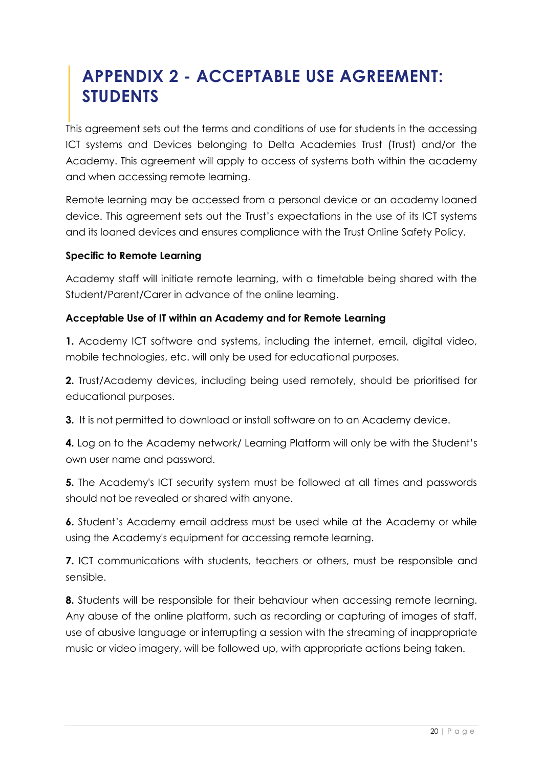# APPENDIX 2 - ACCEPTABLE USE AGREEMENT: STUDENTS

This agreement sets out the terms and conditions of use for students in the accessing ICT systems and Devices belonging to Delta Academies Trust (Trust) and/or the Academy. This agreement will apply to access of systems both within the academy and when accessing remote learning.

Remote learning may be accessed from a personal device or an academy loaned device. This agreement sets out the Trust's expectations in the use of its ICT systems and its loaned devices and ensures compliance with the Trust Online Safety Policy.

**Specific to Remote Learning**

Academy staff will initiate remote learning, with a timetable being shared with the Student/Parent/Carer in advance of the online learning.

**Acceptable Use of IT within an Academy and for Remote Learning**

**1.** Academy ICT software and systems, including the internet, email, digital video, mobile technologies, etc. will only be used for educational purposes.

**2.** Trust/Academy devices, including being used remotely, should be prioritised for educational purposes.

**3.** It is not permitted to download or install software on to an Academy device.

**4.** Log on to the Academy network/ Learning Platform will only be with the Student's own user name and password.

**5.** The Academy's ICT security system must be followed at all times and passwords should not be revealed or shared with anyone.

**6.** Student's Academy email address must be used while at the Academy or while using the Academy's equipment for accessing remote learning.

**7.** ICT communications with students, teachers or others, must be responsible and sensible.

**8.** Students will be responsible for their behaviour when accessing remote learning. Any abuse of the online platform, such as recording or capturing of images of staff, use of abusive language or interrupting a session with the streaming of inappropriate music or video imagery, will be followed up, with appropriate actions being taken.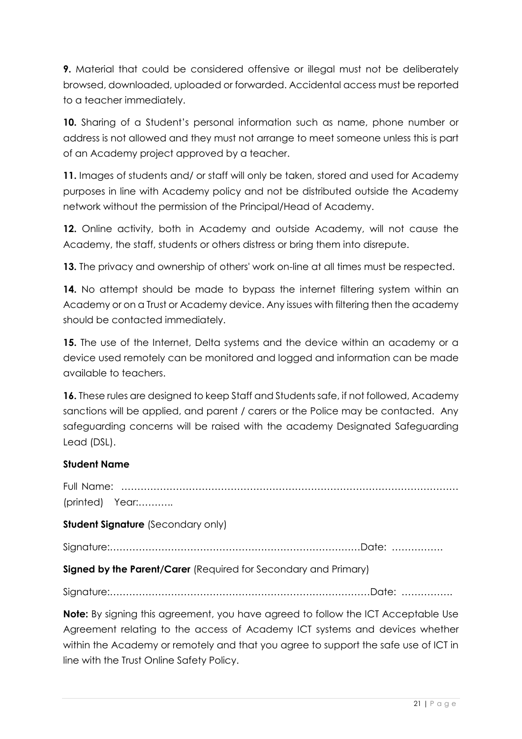**9.** Material that could be considered offensive or illegal must not be deliberately browsed, downloaded, uploaded or forwarded. Accidental access must be reported to a teacher immediately.

**10.** Sharing of a Student's personal information such as name, phone number or address is not allowed and they must not arrange to meet someone unless this is part of an Academy project approved by a teacher.

**11.** Images of students and/ or staff will only be taken, stored and used for Academy purposes in line with Academy policy and not be distributed outside the Academy network without the permission of the Principal/Head of Academy.

**12.** Online activity, both in Academy and outside Academy, will not cause the Academy, the staff, students or others distress or bring them into disrepute.

**13.** The privacy and ownership of others' work on-line at all times must be respected.

**14.** No attempt should be made to bypass the internet filtering system within an Academy or on a Trust or Academy device. Any issues with filtering then the academy should be contacted immediately.

**15.** The use of the Internet, Delta systems and the device within an academy or a device used remotely can be monitored and logged and information can be made available to teachers.

**16.** These rules are designed to keep Staff and Students safe, if not followed, Academy sanctions will be applied, and parent / carers or the Police may be contacted. Any safeguarding concerns will be raised with the academy Designated Safeguarding Lead (DSL).

**Student Name**

Full Name: ………………………………………………………………………………………………
(printed) Year:………..

**Student Signature** (Secondary only)

Signature:……………………………………………………………………Date: …………….

**Signed by the Parent/Carer** (Required for Secondary and Primary)

Signature:………………………………………………………………………Date: …………….

**Note:** By signing this agreement, you have agreed to follow the ICT Acceptable Use Agreement relating to the access of Academy ICT systems and devices whether within the Academy or remotely and that you agree to support the safe use of ICT in line with the Trust Online Safety Policy.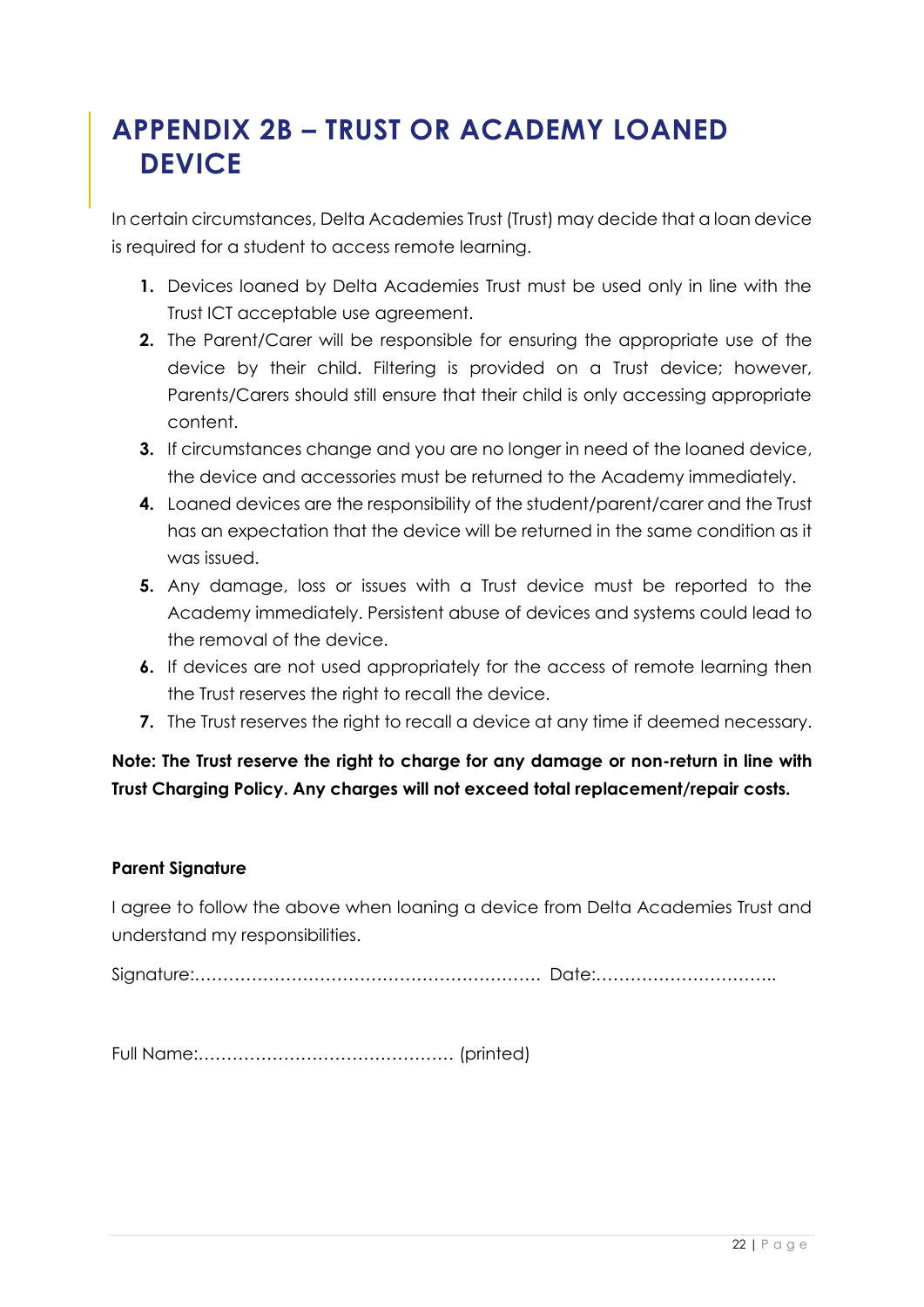# APPENDIX 2B – TRUST OR ACADEMY LOANED DEVICE

In certain circumstances, Delta Academies Trust (Trust) may decide that a loan device is required for a student to access remote learning.

1. Devices loaned by Delta Academies Trust must be used only in line with the Trust ICT acceptable use agreement.
2. The Parent/Carer will be responsible for ensuring the appropriate use of the device by their child. Filtering is provided on a Trust device; however, Parents/Carers should still ensure that their child is only accessing appropriate content.
3. If circumstances change and you are no longer in need of the loaned device, the device and accessories must be returned to the Academy immediately.
4. Loaned devices are the responsibility of the student/parent/carer and the Trust has an expectation that the device will be returned in the same condition as it was issued.
5. Any damage, loss or issues with a Trust device must be reported to the Academy immediately. Persistent abuse of devices and systems could lead to the removal of the device.
6. If devices are not used appropriately for the access of remote learning then the Trust reserves the right to recall the device.
7. The Trust reserves the right to recall a device at any time if deemed necessary.

**Note: The Trust reserve the right to charge for any damage or non-return in line with Trust Charging Policy. Any charges will not exceed total replacement/repair costs.**

**Parent Signature**

I agree to follow the above when loaning a device from Delta Academies Trust and understand my responsibilities.

Signature:……………………………………………………… Date:…………………………..

Full Name:……………………………………… (printed)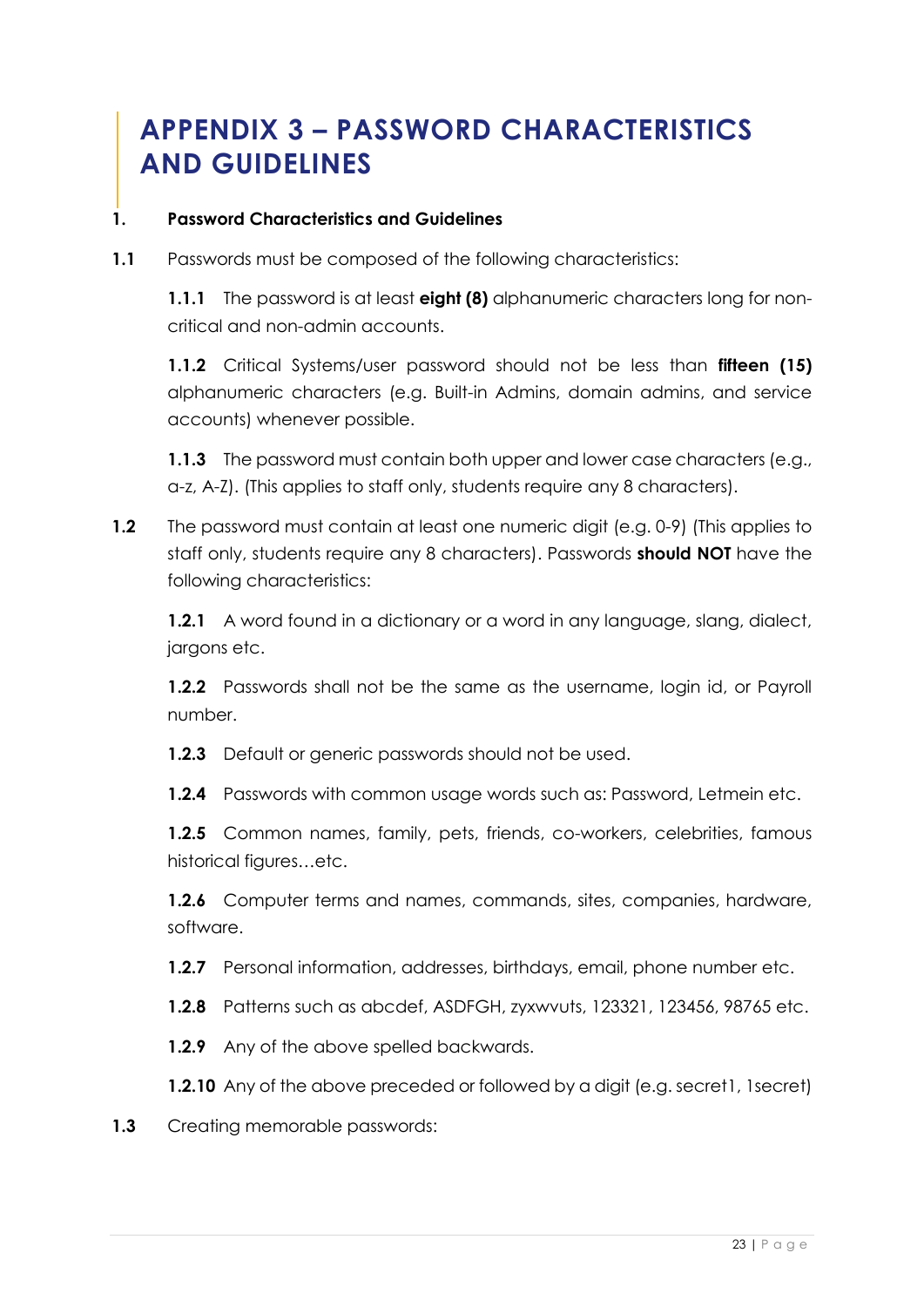# APPENDIX 3 – PASSWORD CHARACTERISTICS AND GUIDELINES

**1. Password Characteristics and Guidelines**

**1.1** Passwords must be composed of the following characteristics:

**1.1.1** The password is at least **eight (8)** alphanumeric characters long for non-critical and non-admin accounts.

**1.1.2** Critical Systems/user password should not be less than **fifteen (15)** alphanumeric characters (e.g. Built-in Admins, domain admins, and service accounts) whenever possible.

**1.1.3** The password must contain both upper and lower case characters (e.g., a-z, A-Z). (This applies to staff only, students require any 8 characters).

**1.2** The password must contain at least one numeric digit (e.g. 0-9) (This applies to staff only, students require any 8 characters). Passwords **should NOT** have the following characteristics:

**1.2.1** A word found in a dictionary or a word in any language, slang, dialect, jargons etc.

**1.2.2** Passwords shall not be the same as the username, login id, or Payroll number.

**1.2.3** Default or generic passwords should not be used.

**1.2.4** Passwords with common usage words such as: Password, Letmein etc.

**1.2.5** Common names, family, pets, friends, co-workers, celebrities, famous historical figures…etc.

**1.2.6** Computer terms and names, commands, sites, companies, hardware, software.

**1.2.7** Personal information, addresses, birthdays, email, phone number etc.

**1.2.8** Patterns such as abcdef, ASDFGH, zyxwvuts, 123321, 123456, 98765 etc.

**1.2.9** Any of the above spelled backwards.

**1.2.10** Any of the above preceded or followed by a digit (e.g. secret1, 1secret)

**1.3** Creating memorable passwords: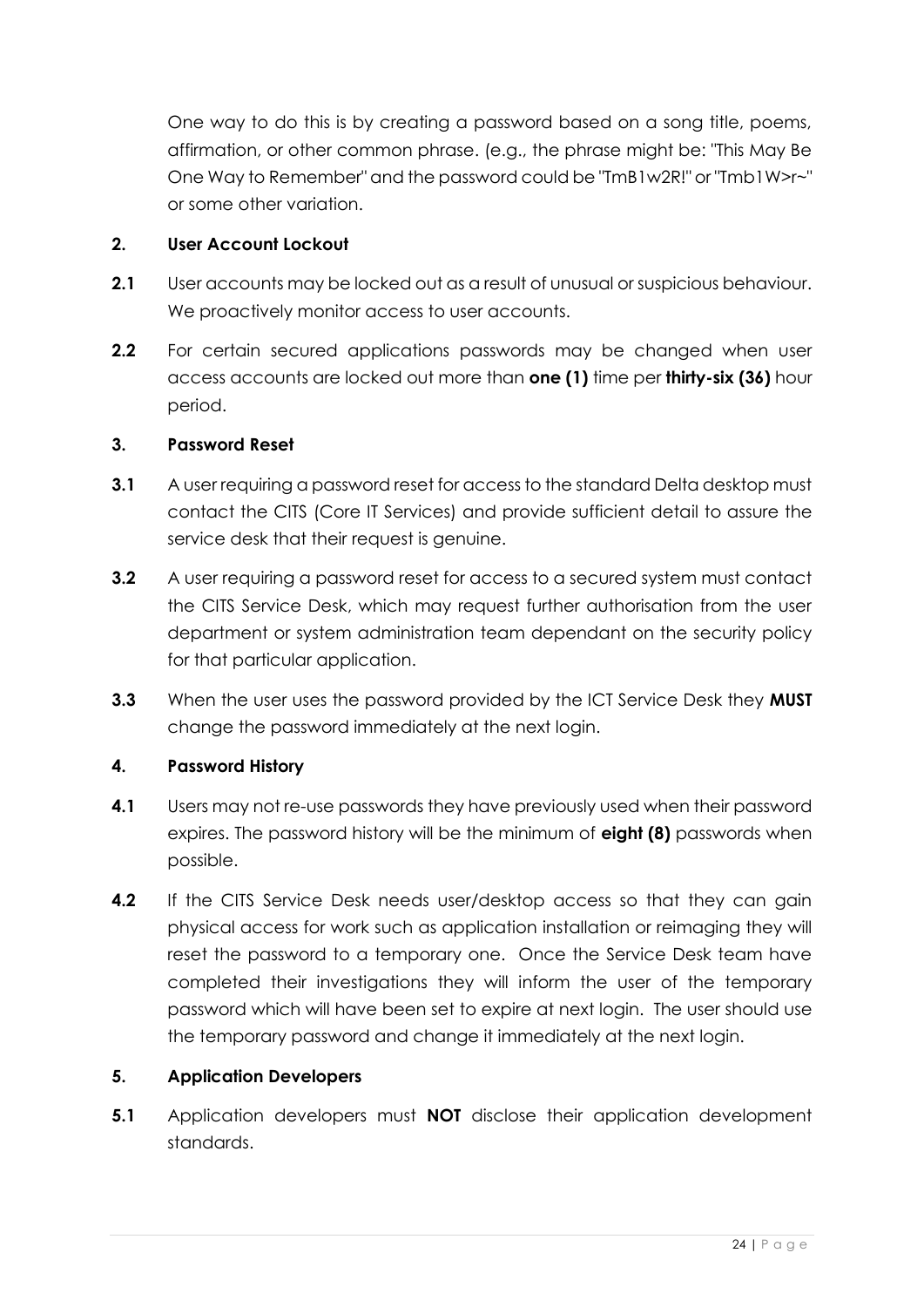One way to do this is by creating a password based on a song title, poems, affirmation, or other common phrase. (e.g., the phrase might be: "This May Be One Way to Remember" and the password could be "TmB1w2R!" or "Tmb1W>r~" or some other variation.

**2. User Account Lockout**

**2.1** User accounts may be locked out as a result of unusual or suspicious behaviour. We proactively monitor access to user accounts.

**2.2** For certain secured applications passwords may be changed when user access accounts are locked out more than **one (1)** time per **thirty-six (36)** hour period.

**3. Password Reset**

**3.1** A user requiring a password reset for access to the standard Delta desktop must contact the CITS (Core IT Services) and provide sufficient detail to assure the service desk that their request is genuine.

**3.2** A user requiring a password reset for access to a secured system must contact the CITS Service Desk, which may request further authorisation from the user department or system administration team dependant on the security policy for that particular application.

**3.3** When the user uses the password provided by the ICT Service Desk they **MUST** change the password immediately at the next login.

**4. Password History**

**4.1** Users may not re-use passwords they have previously used when their password expires. The password history will be the minimum of **eight (8)** passwords when possible.

**4.2** If the CITS Service Desk needs user/desktop access so that they can gain physical access for work such as application installation or reimaging they will reset the password to a temporary one. Once the Service Desk team have completed their investigations they will inform the user of the temporary password which will have been set to expire at next login. The user should use the temporary password and change it immediately at the next login.

**5. Application Developers**

**5.1** Application developers must **NOT** disclose their application development standards.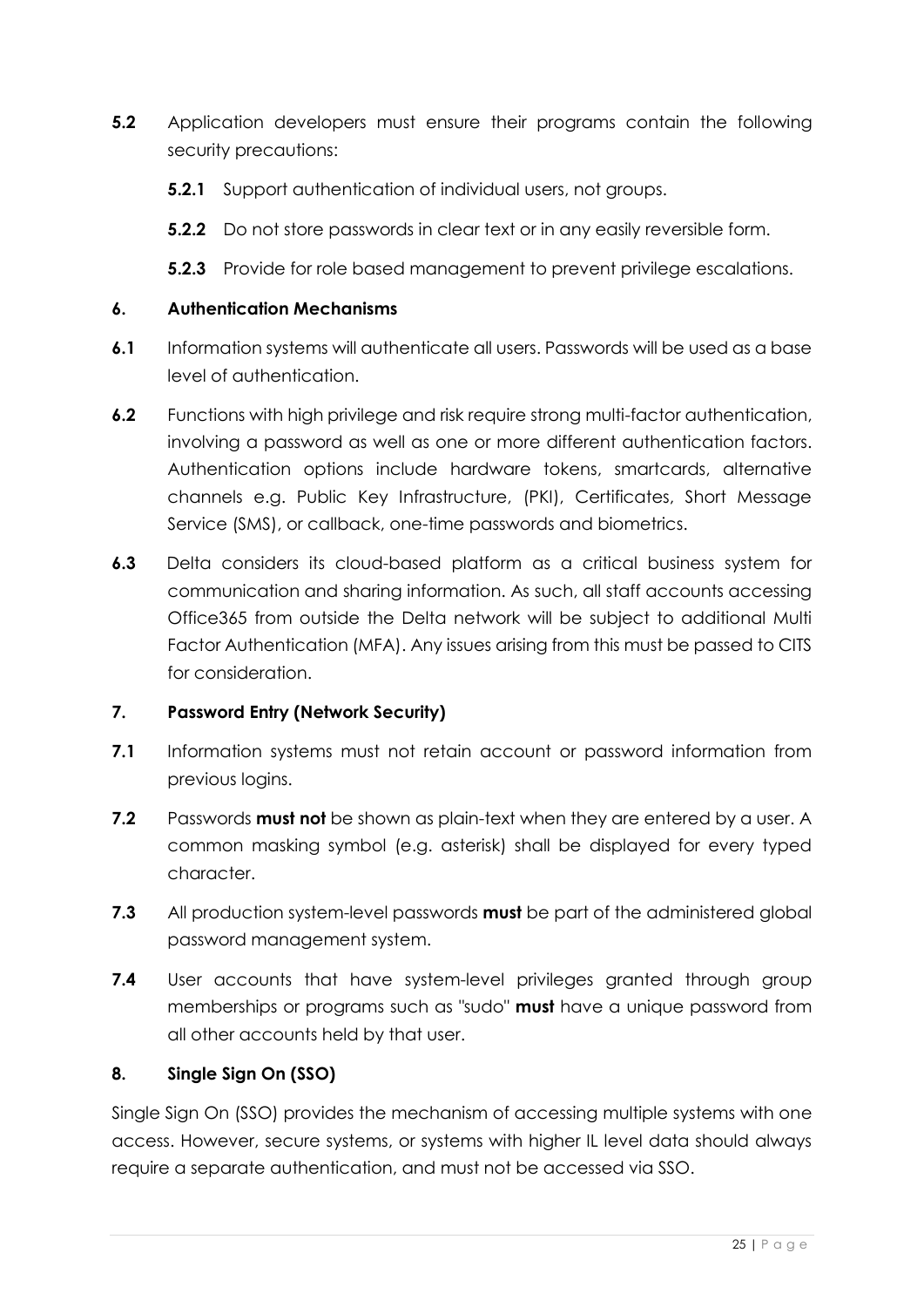**5.2** Application developers must ensure their programs contain the following security precautions:

**5.2.1** Support authentication of individual users, not groups.

**5.2.2** Do not store passwords in clear text or in any easily reversible form.

**5.2.3** Provide for role based management to prevent privilege escalations.

## 6. Authentication Mechanisms

**6.1** Information systems will authenticate all users. Passwords will be used as a base level of authentication.

**6.2** Functions with high privilege and risk require strong multi-factor authentication, involving a password as well as one or more different authentication factors. Authentication options include hardware tokens, smartcards, alternative channels e.g. Public Key Infrastructure, (PKI), Certificates, Short Message Service (SMS), or callback, one-time passwords and biometrics.

**6.3** Delta considers its cloud-based platform as a critical business system for communication and sharing information. As such, all staff accounts accessing Office365 from outside the Delta network will be subject to additional Multi Factor Authentication (MFA). Any issues arising from this must be passed to CITS for consideration.

## 7. Password Entry (Network Security)

**7.1** Information systems must not retain account or password information from previous logins.

**7.2** Passwords **must not** be shown as plain-text when they are entered by a user. A common masking symbol (e.g. asterisk) shall be displayed for every typed character.

**7.3** All production system-level passwords **must** be part of the administered global password management system.

**7.4** User accounts that have system-level privileges granted through group memberships or programs such as "sudo" **must** have a unique password from all other accounts held by that user.

## 8. Single Sign On (SSO)

Single Sign On (SSO) provides the mechanism of accessing multiple systems with one access. However, secure systems, or systems with higher IL level data should always require a separate authentication, and must not be accessed via SSO.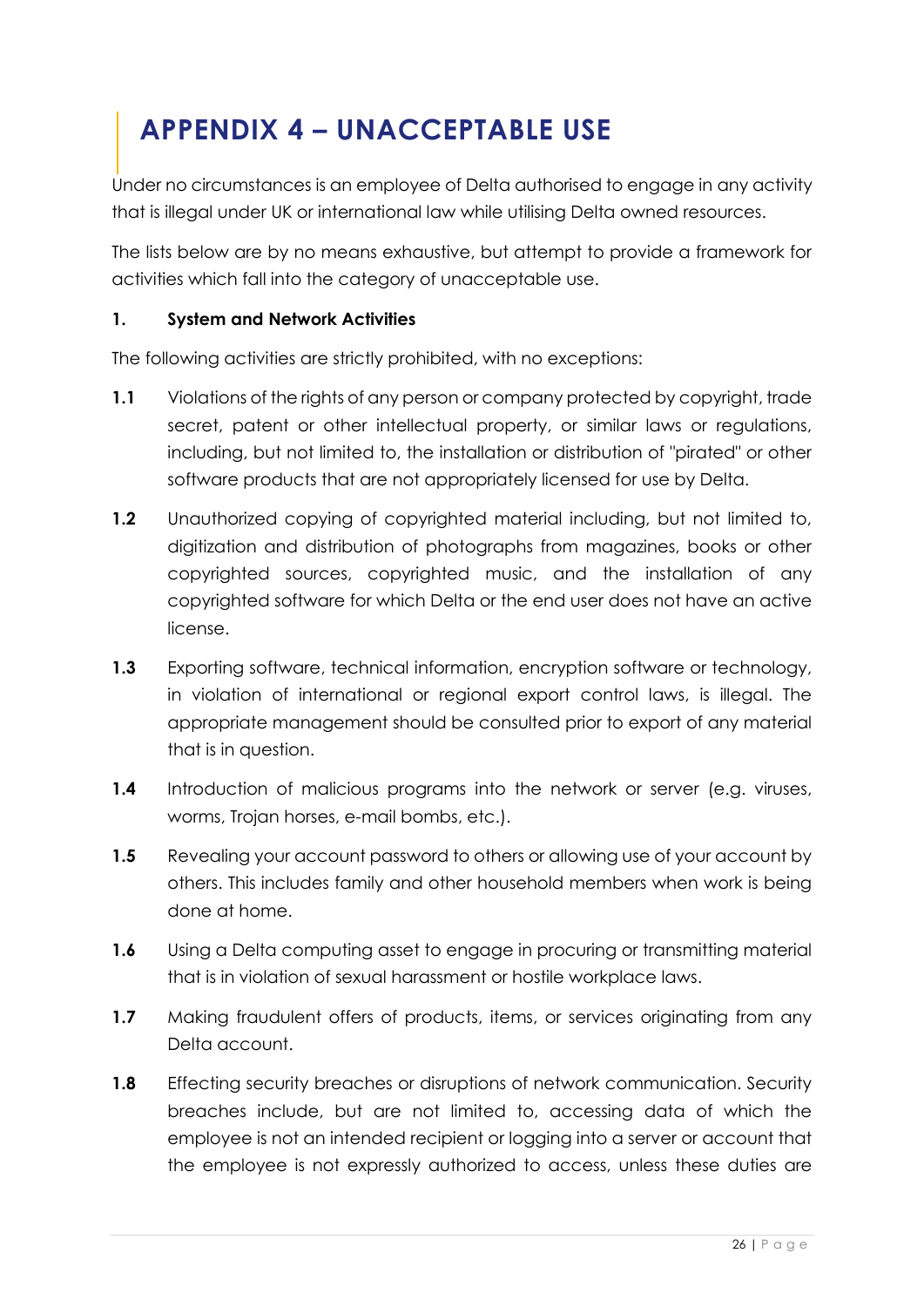# APPENDIX 4 – UNACCEPTABLE USE

Under no circumstances is an employee of Delta authorised to engage in any activity that is illegal under UK or international law while utilising Delta owned resources.

The lists below are by no means exhaustive, but attempt to provide a framework for activities which fall into the category of unacceptable use.

**1. System and Network Activities**

The following activities are strictly prohibited, with no exceptions:

**1.1** Violations of the rights of any person or company protected by copyright, trade secret, patent or other intellectual property, or similar laws or regulations, including, but not limited to, the installation or distribution of "pirated" or other software products that are not appropriately licensed for use by Delta.

**1.2** Unauthorized copying of copyrighted material including, but not limited to, digitization and distribution of photographs from magazines, books or other copyrighted sources, copyrighted music, and the installation of any copyrighted software for which Delta or the end user does not have an active license.

**1.3** Exporting software, technical information, encryption software or technology, in violation of international or regional export control laws, is illegal. The appropriate management should be consulted prior to export of any material that is in question.

**1.4** Introduction of malicious programs into the network or server (e.g. viruses, worms, Trojan horses, e-mail bombs, etc.).

**1.5** Revealing your account password to others or allowing use of your account by others. This includes family and other household members when work is being done at home.

**1.6** Using a Delta computing asset to engage in procuring or transmitting material that is in violation of sexual harassment or hostile workplace laws.

**1.7** Making fraudulent offers of products, items, or services originating from any Delta account.

**1.8** Effecting security breaches or disruptions of network communication. Security breaches include, but are not limited to, accessing data of which the employee is not an intended recipient or logging into a server or account that the employee is not expressly authorized to access, unless these duties are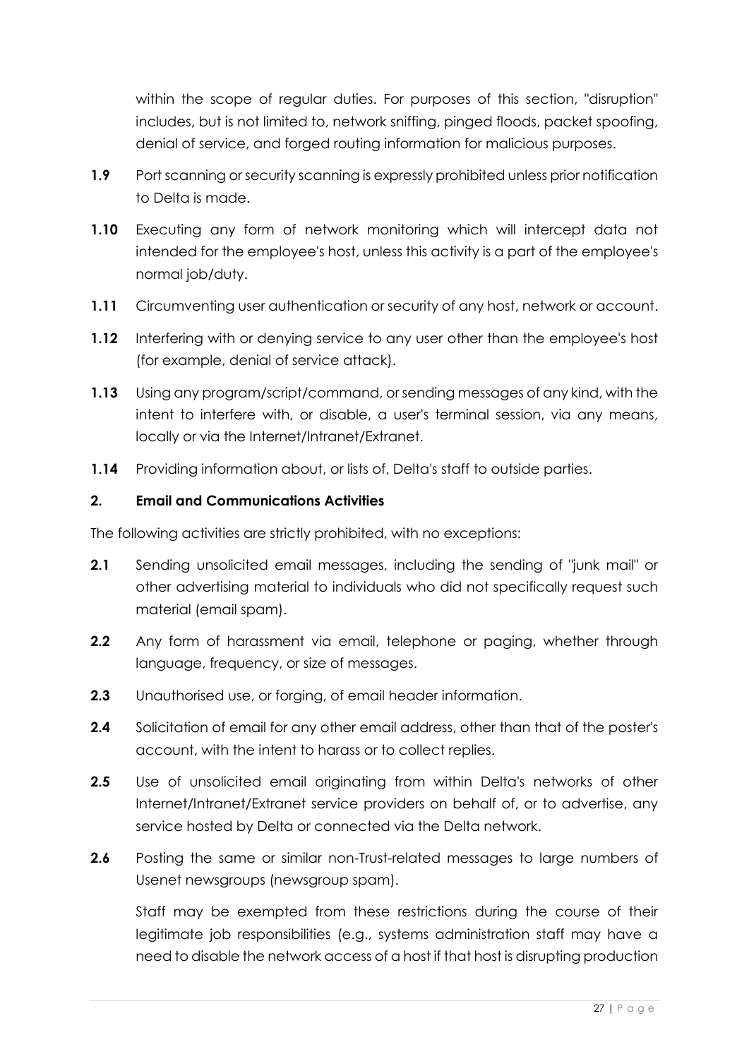within the scope of regular duties. For purposes of this section, "disruption" includes, but is not limited to, network sniffing, pinged floods, packet spoofing, denial of service, and forged routing information for malicious purposes.

**1.9** Port scanning or security scanning is expressly prohibited unless prior notification to Delta is made.

**1.10** Executing any form of network monitoring which will intercept data not intended for the employee's host, unless this activity is a part of the employee's normal job/duty.

**1.11** Circumventing user authentication or security of any host, network or account.

**1.12** Interfering with or denying service to any user other than the employee's host (for example, denial of service attack).

**1.13** Using any program/script/command, or sending messages of any kind, with the intent to interfere with, or disable, a user's terminal session, via any means, locally or via the Internet/Intranet/Extranet.

**1.14** Providing information about, or lists of, Delta's staff to outside parties.

### 2. Email and Communications Activities

The following activities are strictly prohibited, with no exceptions:

**2.1** Sending unsolicited email messages, including the sending of "junk mail" or other advertising material to individuals who did not specifically request such material (email spam).

**2.2** Any form of harassment via email, telephone or paging, whether through language, frequency, or size of messages.

**2.3** Unauthorised use, or forging, of email header information.

**2.4** Solicitation of email for any other email address, other than that of the poster's account, with the intent to harass or to collect replies.

**2.5** Use of unsolicited email originating from within Delta's networks of other Internet/Intranet/Extranet service providers on behalf of, or to advertise, any service hosted by Delta or connected via the Delta network.

**2.6** Posting the same or similar non-Trust-related messages to large numbers of Usenet newsgroups (newsgroup spam).

Staff may be exempted from these restrictions during the course of their legitimate job responsibilities (e.g., systems administration staff may have a need to disable the network access of a host if that host is disrupting production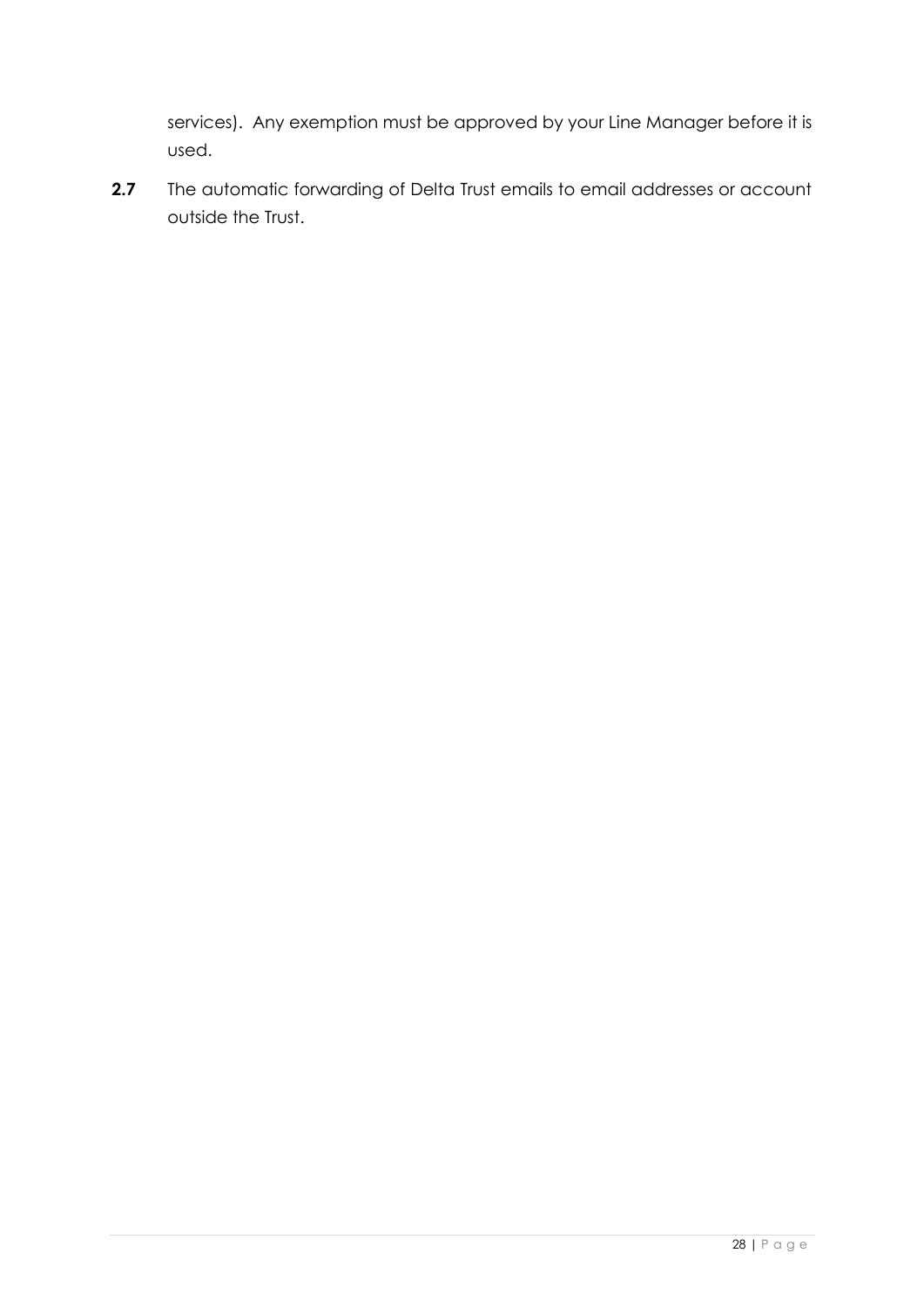services). Any exemption must be approved by your Line Manager before it is used.

**2.7** The automatic forwarding of Delta Trust emails to email addresses or account outside the Trust.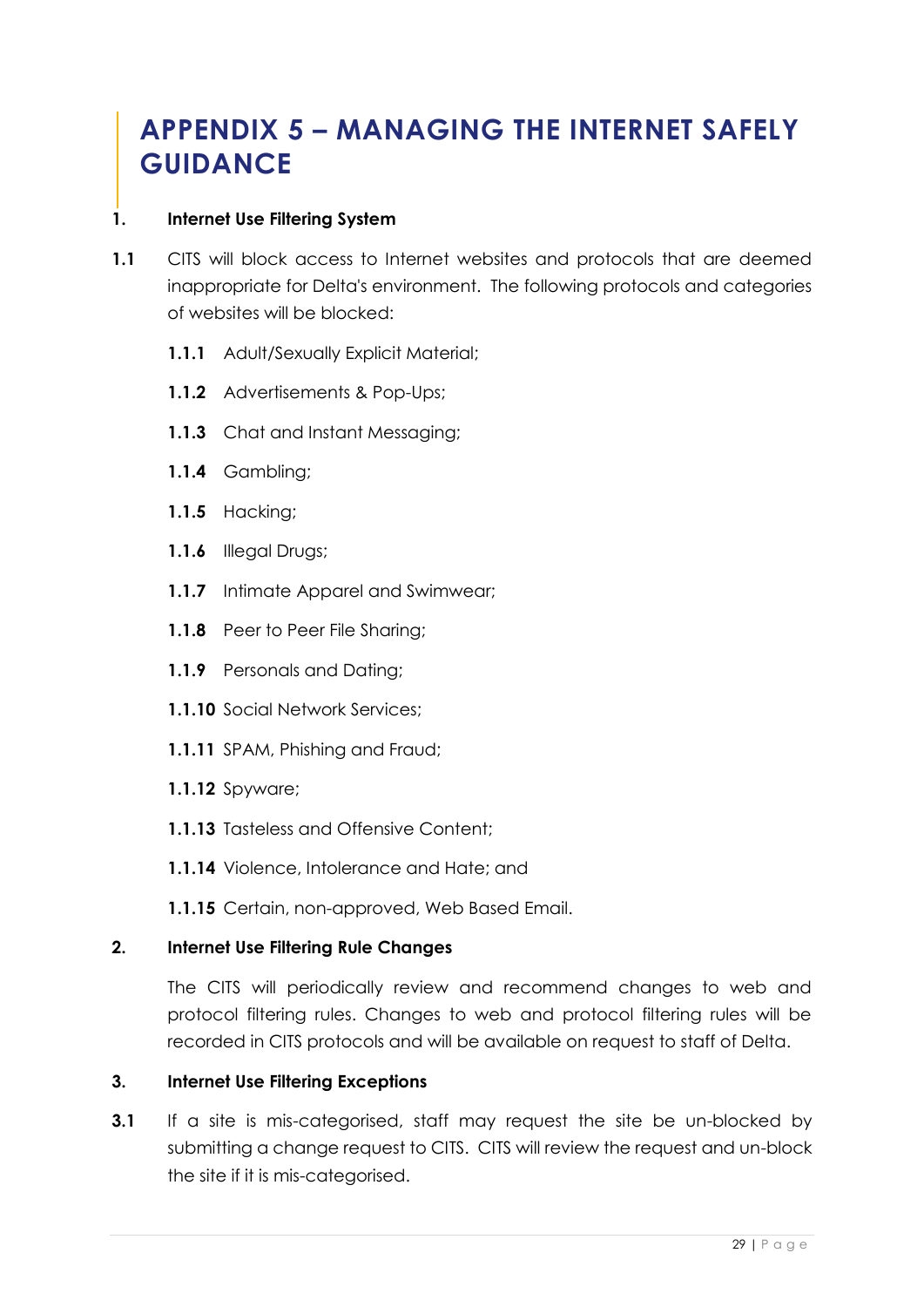# APPENDIX 5 – MANAGING THE INTERNET SAFELY GUIDANCE

**1. Internet Use Filtering System**

**1.1** CITS will block access to Internet websites and protocols that are deemed inappropriate for Delta's environment. The following protocols and categories of websites will be blocked:

**1.1.1** Adult/Sexually Explicit Material;

**1.1.2** Advertisements & Pop-Ups;

**1.1.3** Chat and Instant Messaging;

**1.1.4** Gambling;

**1.1.5** Hacking;

**1.1.6** Illegal Drugs;

**1.1.7** Intimate Apparel and Swimwear;

**1.1.8** Peer to Peer File Sharing;

**1.1.9** Personals and Dating;

**1.1.10** Social Network Services;

**1.1.11** SPAM, Phishing and Fraud;

**1.1.12** Spyware;

**1.1.13** Tasteless and Offensive Content;

**1.1.14** Violence, Intolerance and Hate; and

**1.1.15** Certain, non-approved, Web Based Email.

**2. Internet Use Filtering Rule Changes**

The CITS will periodically review and recommend changes to web and protocol filtering rules. Changes to web and protocol filtering rules will be recorded in CITS protocols and will be available on request to staff of Delta.

**3. Internet Use Filtering Exceptions**

**3.1** If a site is mis-categorised, staff may request the site be un-blocked by submitting a change request to CITS. CITS will review the request and un-block the site if it is mis-categorised.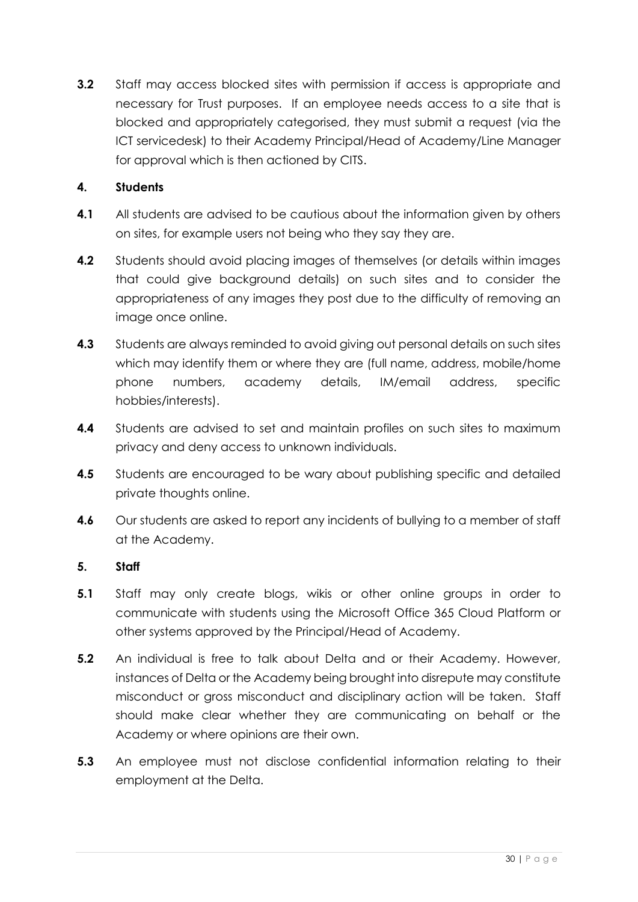**3.2** Staff may access blocked sites with permission if access is appropriate and necessary for Trust purposes. If an employee needs access to a site that is blocked and appropriately categorised, they must submit a request (via the ICT servicedesk) to their Academy Principal/Head of Academy/Line Manager for approval which is then actioned by CITS.

### 4. Students

**4.1** All students are advised to be cautious about the information given by others on sites, for example users not being who they say they are.

**4.2** Students should avoid placing images of themselves (or details within images that could give background details) on such sites and to consider the appropriateness of any images they post due to the difficulty of removing an image once online.

**4.3** Students are always reminded to avoid giving out personal details on such sites which may identify them or where they are (full name, address, mobile/home phone numbers, academy details, IM/email address, specific hobbies/interests).

**4.4** Students are advised to set and maintain profiles on such sites to maximum privacy and deny access to unknown individuals.

**4.5** Students are encouraged to be wary about publishing specific and detailed private thoughts online.

**4.6** Our students are asked to report any incidents of bullying to a member of staff at the Academy.

### 5. Staff

**5.1** Staff may only create blogs, wikis or other online groups in order to communicate with students using the Microsoft Office 365 Cloud Platform or other systems approved by the Principal/Head of Academy.

**5.2** An individual is free to talk about Delta and or their Academy. However, instances of Delta or the Academy being brought into disrepute may constitute misconduct or gross misconduct and disciplinary action will be taken. Staff should make clear whether they are communicating on behalf or the Academy or where opinions are their own.

**5.3** An employee must not disclose confidential information relating to their employment at the Delta.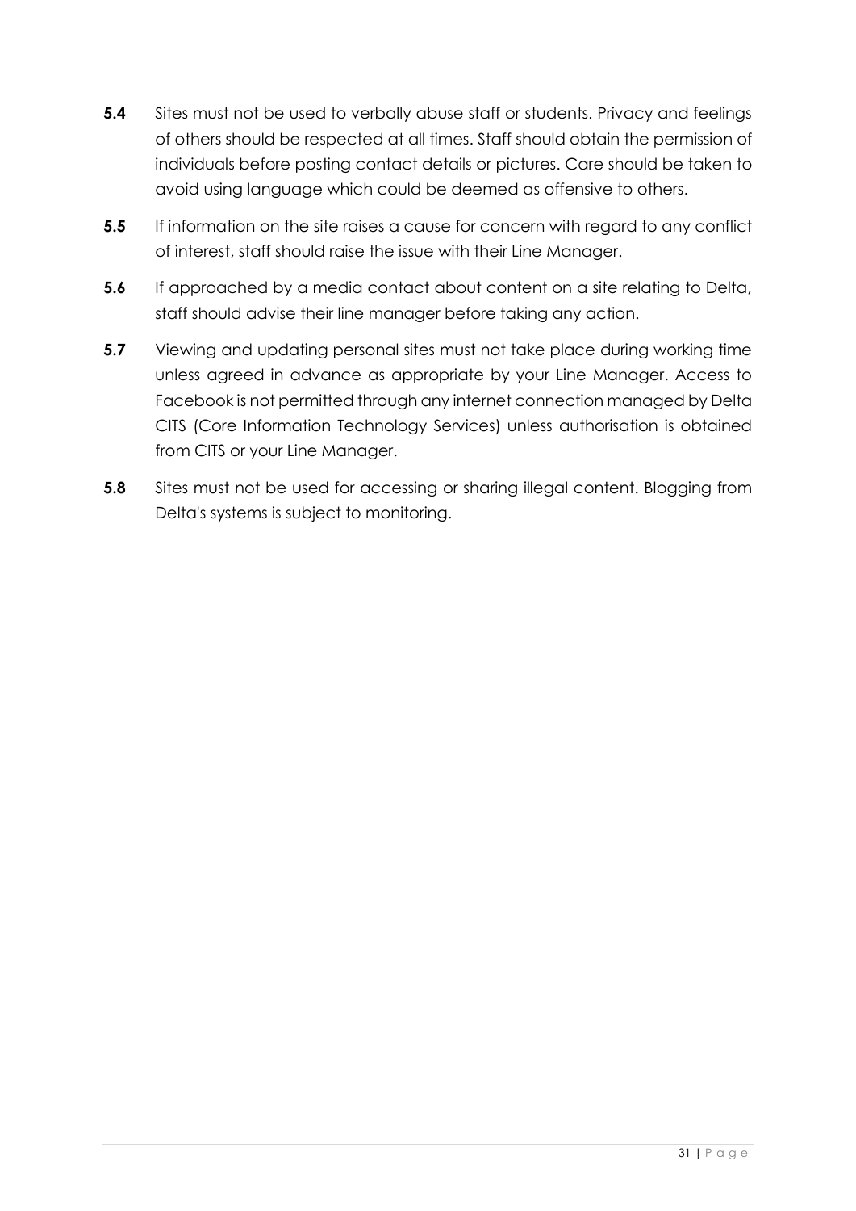**5.4** Sites must not be used to verbally abuse staff or students. Privacy and feelings of others should be respected at all times. Staff should obtain the permission of individuals before posting contact details or pictures. Care should be taken to avoid using language which could be deemed as offensive to others.

**5.5** If information on the site raises a cause for concern with regard to any conflict of interest, staff should raise the issue with their Line Manager.

**5.6** If approached by a media contact about content on a site relating to Delta, staff should advise their line manager before taking any action.

**5.7** Viewing and updating personal sites must not take place during working time unless agreed in advance as appropriate by your Line Manager. Access to Facebook is not permitted through any internet connection managed by Delta CITS (Core Information Technology Services) unless authorisation is obtained from CITS or your Line Manager.

**5.8** Sites must not be used for accessing or sharing illegal content. Blogging from Delta's systems is subject to monitoring.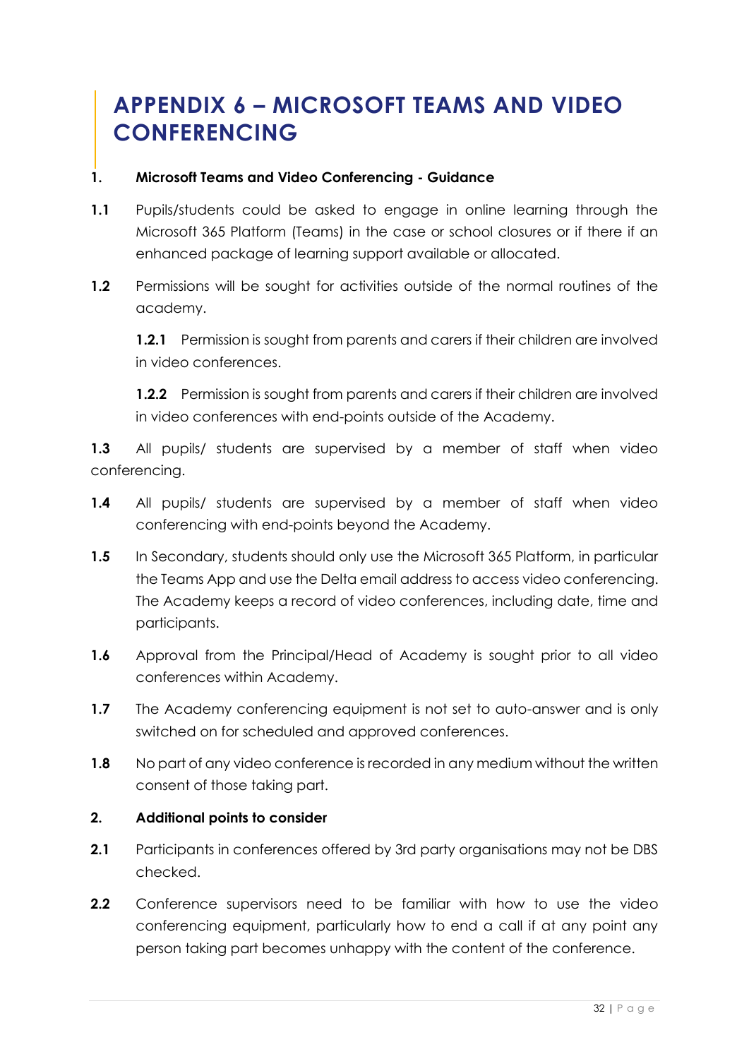# APPENDIX 6 – MICROSOFT TEAMS AND VIDEO CONFERENCING

**1. Microsoft Teams and Video Conferencing - Guidance**

**1.1** Pupils/students could be asked to engage in online learning through the Microsoft 365 Platform (Teams) in the case or school closures or if there if an enhanced package of learning support available or allocated.

**1.2** Permissions will be sought for activities outside of the normal routines of the academy.

**1.2.1** Permission is sought from parents and carers if their children are involved in video conferences.

**1.2.2** Permission is sought from parents and carers if their children are involved in video conferences with end-points outside of the Academy.

**1.3** All pupils/ students are supervised by a member of staff when video conferencing.

**1.4** All pupils/ students are supervised by a member of staff when video conferencing with end-points beyond the Academy.

**1.5** In Secondary, students should only use the Microsoft 365 Platform, in particular the Teams App and use the Delta email address to access video conferencing. The Academy keeps a record of video conferences, including date, time and participants.

**1.6** Approval from the Principal/Head of Academy is sought prior to all video conferences within Academy.

**1.7** The Academy conferencing equipment is not set to auto-answer and is only switched on for scheduled and approved conferences.

**1.8** No part of any video conference is recorded in any medium without the written consent of those taking part.

**2. Additional points to consider**

**2.1** Participants in conferences offered by 3rd party organisations may not be DBS checked.

**2.2** Conference supervisors need to be familiar with how to use the video conferencing equipment, particularly how to end a call if at any point any person taking part becomes unhappy with the content of the conference.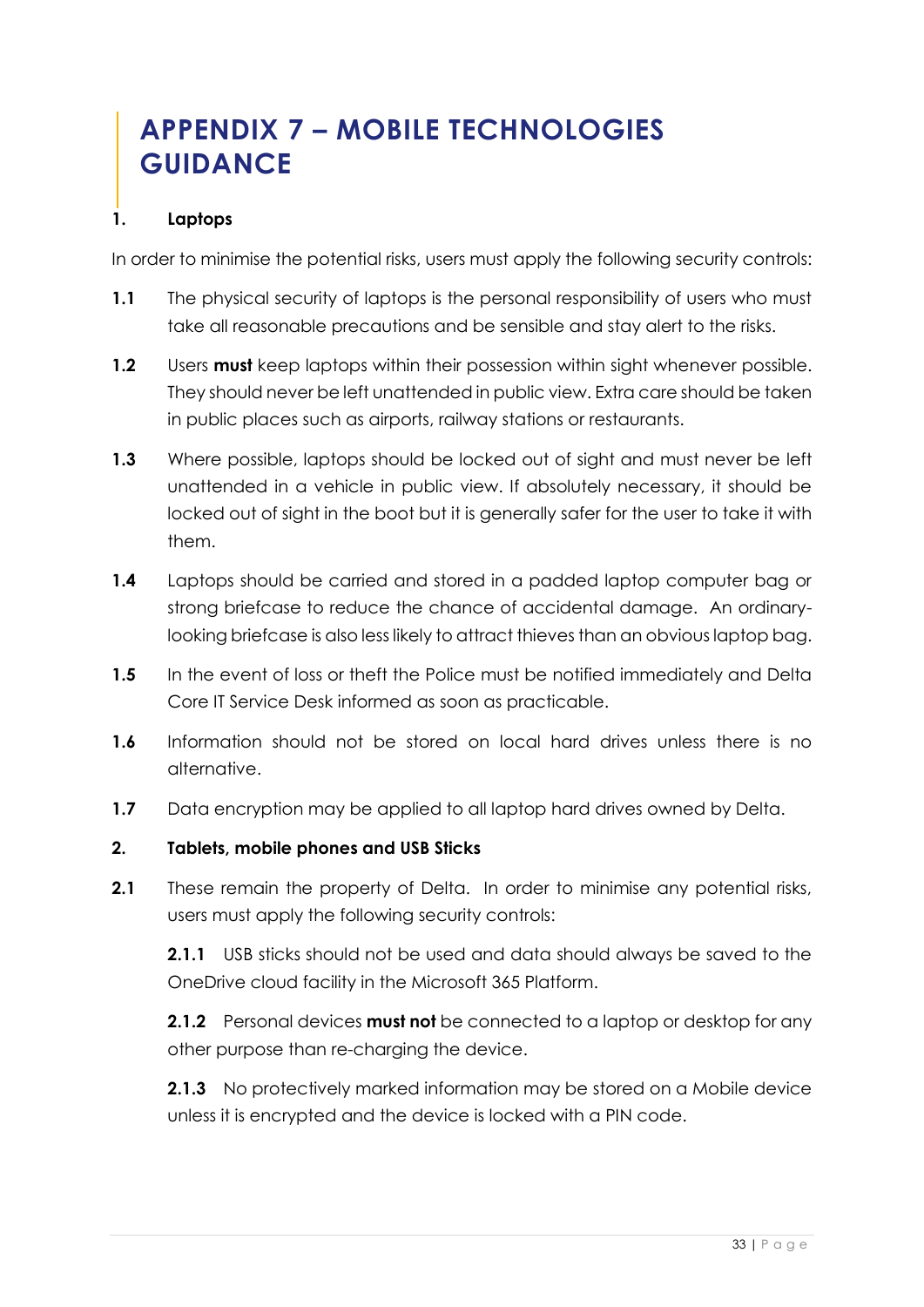# APPENDIX 7 – MOBILE TECHNOLOGIES GUIDANCE

**1. Laptops**

In order to minimise the potential risks, users must apply the following security controls:

**1.1** The physical security of laptops is the personal responsibility of users who must take all reasonable precautions and be sensible and stay alert to the risks.

**1.2** Users **must** keep laptops within their possession within sight whenever possible. They should never be left unattended in public view. Extra care should be taken in public places such as airports, railway stations or restaurants.

**1.3** Where possible, laptops should be locked out of sight and must never be left unattended in a vehicle in public view. If absolutely necessary, it should be locked out of sight in the boot but it is generally safer for the user to take it with them.

**1.4** Laptops should be carried and stored in a padded laptop computer bag or strong briefcase to reduce the chance of accidental damage. An ordinary-looking briefcase is also less likely to attract thieves than an obvious laptop bag.

**1.5** In the event of loss or theft the Police must be notified immediately and Delta Core IT Service Desk informed as soon as practicable.

**1.6** Information should not be stored on local hard drives unless there is no alternative.

**1.7** Data encryption may be applied to all laptop hard drives owned by Delta.

**2. Tablets, mobile phones and USB Sticks**

**2.1** These remain the property of Delta. In order to minimise any potential risks, users must apply the following security controls:

**2.1.1** USB sticks should not be used and data should always be saved to the OneDrive cloud facility in the Microsoft 365 Platform.

**2.1.2** Personal devices **must not** be connected to a laptop or desktop for any other purpose than re-charging the device.

**2.1.3** No protectively marked information may be stored on a Mobile device unless it is encrypted and the device is locked with a PIN code.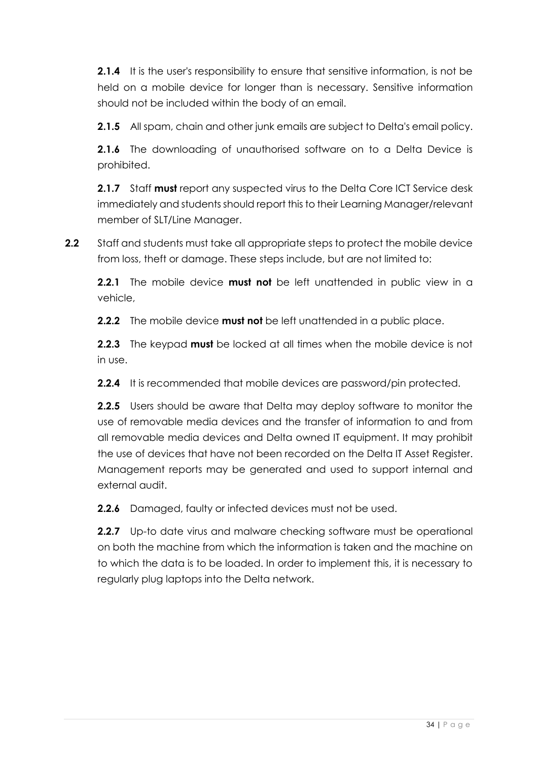**2.1.4** It is the user's responsibility to ensure that sensitive information, is not be held on a mobile device for longer than is necessary. Sensitive information should not be included within the body of an email.

**2.1.5** All spam, chain and other junk emails are subject to Delta's email policy.

**2.1.6** The downloading of unauthorised software on to a Delta Device is prohibited.

**2.1.7** Staff **must** report any suspected virus to the Delta Core ICT Service desk immediately and students should report this to their Learning Manager/relevant member of SLT/Line Manager.

**2.2** Staff and students must take all appropriate steps to protect the mobile device from loss, theft or damage. These steps include, but are not limited to:

**2.2.1** The mobile device **must not** be left unattended in public view in a vehicle,

**2.2.2** The mobile device **must not** be left unattended in a public place.

**2.2.3** The keypad **must** be locked at all times when the mobile device is not in use.

**2.2.4** It is recommended that mobile devices are password/pin protected.

**2.2.5** Users should be aware that Delta may deploy software to monitor the use of removable media devices and the transfer of information to and from all removable media devices and Delta owned IT equipment. It may prohibit the use of devices that have not been recorded on the Delta IT Asset Register. Management reports may be generated and used to support internal and external audit.

**2.2.6** Damaged, faulty or infected devices must not be used.

**2.2.7** Up-to date virus and malware checking software must be operational on both the machine from which the information is taken and the machine on to which the data is to be loaded. In order to implement this, it is necessary to regularly plug laptops into the Delta network.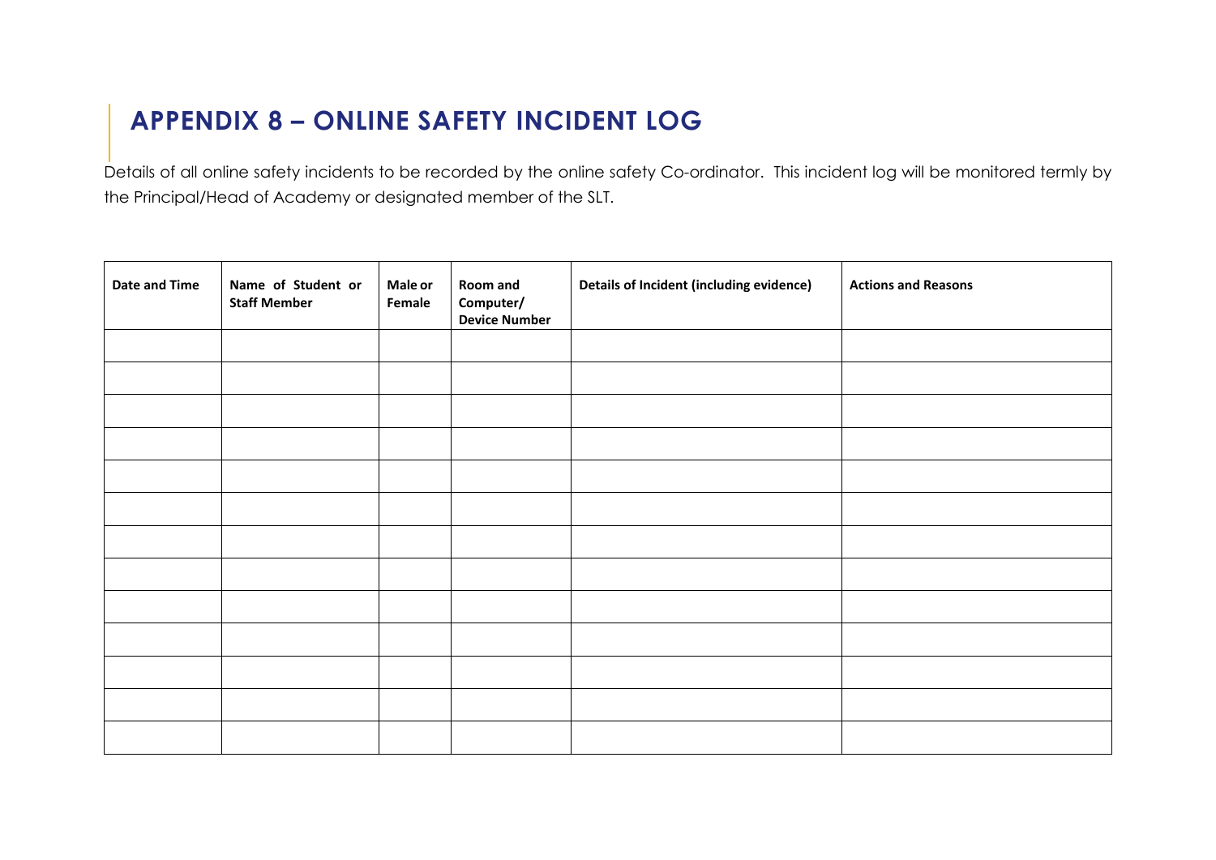## APPENDIX 8 – ONLINE SAFETY INCIDENT LOG

Details of all online safety incidents to be recorded by the online safety Co-ordinator. This incident log will be monitored termly by the Principal/Head of Academy or designated member of the SLT.

| Date and Time | Name of Student or Staff Member | Male or Female | Room and Computer/ Device Number | Details of Incident (including evidence) | Actions and Reasons |
|---|---|---|---|---|---|
| | | | | | |
| | | | | | |
| | | | | | |
| | | | | | |
| | | | | | |
| | | | | | |
| | | | | | |
| | | | | | |
| | | | | | |
| | | | | | |
| | | | | | |
| | | | | | |
| | | | | | |